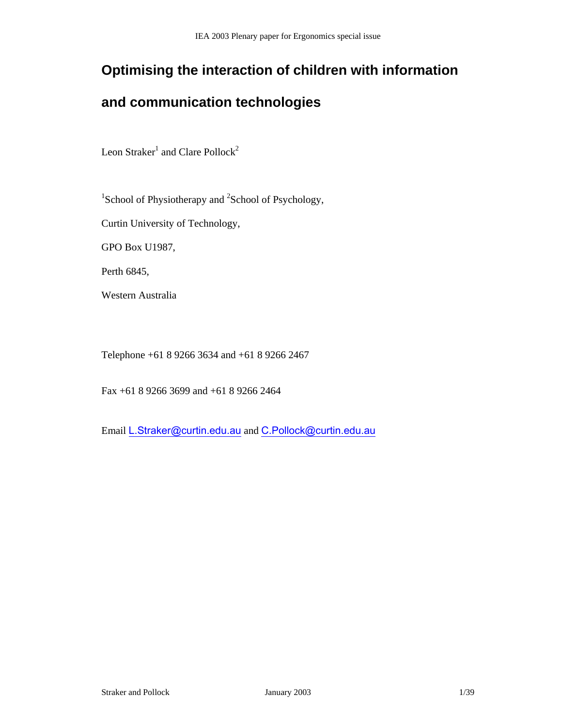# Optimising the interaction of children with information and communication technologies

Leon Straker[1] and Clare Pollock[2]

[1]School of Physiotherapy and [2]School of Psychology,

Curtin University of Technology,

GPO Box U1987,

Perth 6845,

Western Australia

Telephone +61 8 9266 3634 and +61 8 9266 2467

Fax +61 8 9266 3699 and +61 8 9266 2464

Email L.Straker@curtin.edu.au and C.Pollock@curtin.edu.au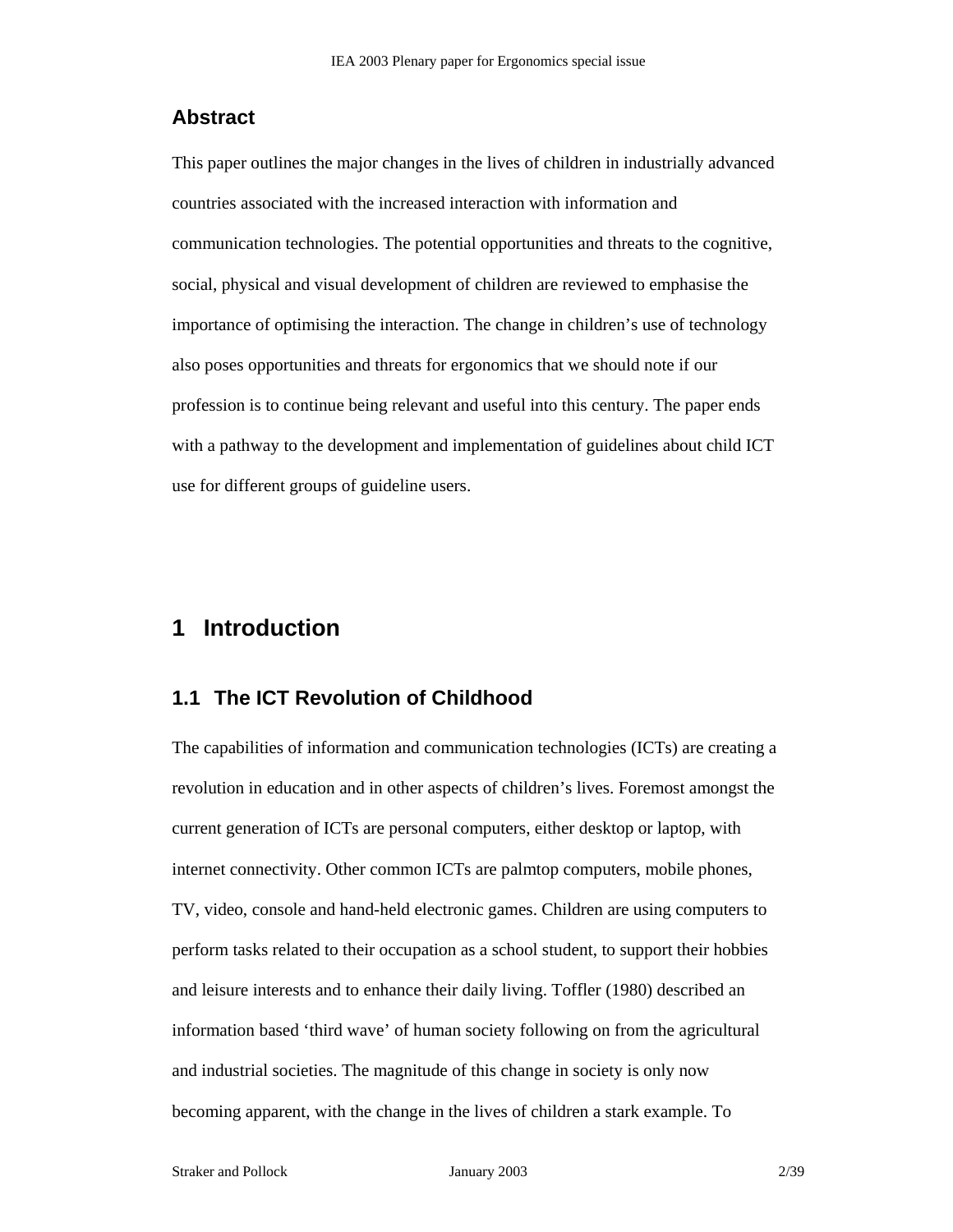## Abstract

This paper outlines the major changes in the lives of children in industrially advanced countries associated with the increased interaction with information and communication technologies. The potential opportunities and threats to the cognitive, social, physical and visual development of children are reviewed to emphasise the importance of optimising the interaction. The change in children's use of technology also poses opportunities and threats for ergonomics that we should note if our profession is to continue being relevant and useful into this century. The paper ends with a pathway to the development and implementation of guidelines about child ICT use for different groups of guideline users.

# 1 Introduction

## 1.1 The ICT Revolution of Childhood

The capabilities of information and communication technologies (ICTs) are creating a revolution in education and in other aspects of children's lives. Foremost amongst the current generation of ICTs are personal computers, either desktop or laptop, with internet connectivity. Other common ICTs are palmtop computers, mobile phones, TV, video, console and hand-held electronic games. Children are using computers to perform tasks related to their occupation as a school student, to support their hobbies and leisure interests and to enhance their daily living. Toffler (1980) described an information based 'third wave' of human society following on from the agricultural and industrial societies. The magnitude of this change in society is only now becoming apparent, with the change in the lives of children a stark example. To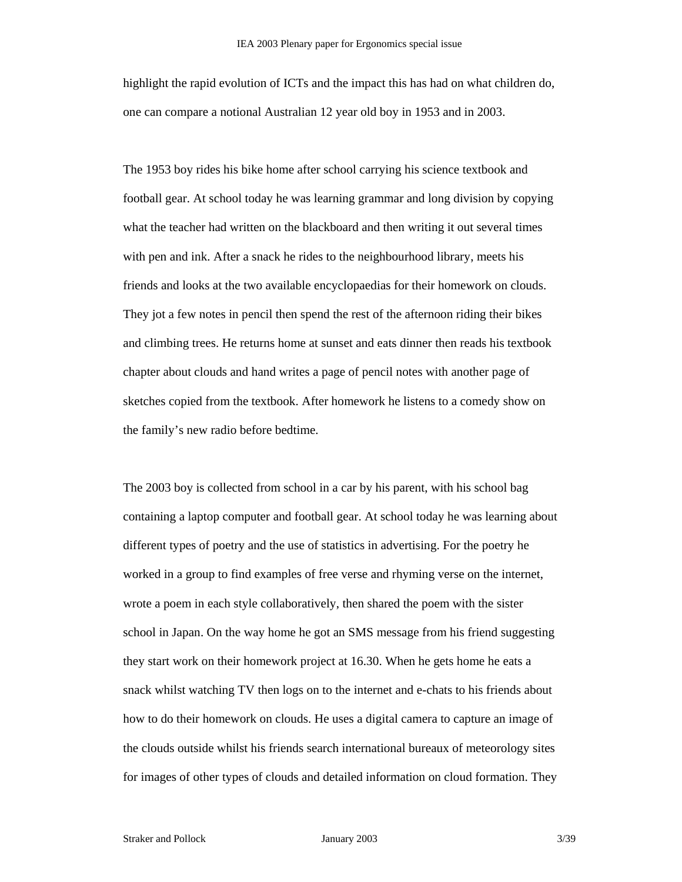highlight the rapid evolution of ICTs and the impact this has had on what children do, one can compare a notional Australian 12 year old boy in 1953 and in 2003.

The 1953 boy rides his bike home after school carrying his science textbook and football gear. At school today he was learning grammar and long division by copying what the teacher had written on the blackboard and then writing it out several times with pen and ink. After a snack he rides to the neighbourhood library, meets his friends and looks at the two available encyclopaedias for their homework on clouds. They jot a few notes in pencil then spend the rest of the afternoon riding their bikes and climbing trees. He returns home at sunset and eats dinner then reads his textbook chapter about clouds and hand writes a page of pencil notes with another page of sketches copied from the textbook. After homework he listens to a comedy show on the family's new radio before bedtime.

The 2003 boy is collected from school in a car by his parent, with his school bag containing a laptop computer and football gear. At school today he was learning about different types of poetry and the use of statistics in advertising. For the poetry he worked in a group to find examples of free verse and rhyming verse on the internet, wrote a poem in each style collaboratively, then shared the poem with the sister school in Japan. On the way home he got an SMS message from his friend suggesting they start work on their homework project at 16.30. When he gets home he eats a snack whilst watching TV then logs on to the internet and e-chats to his friends about how to do their homework on clouds. He uses a digital camera to capture an image of the clouds outside whilst his friends search international bureaux of meteorology sites for images of other types of clouds and detailed information on cloud formation. They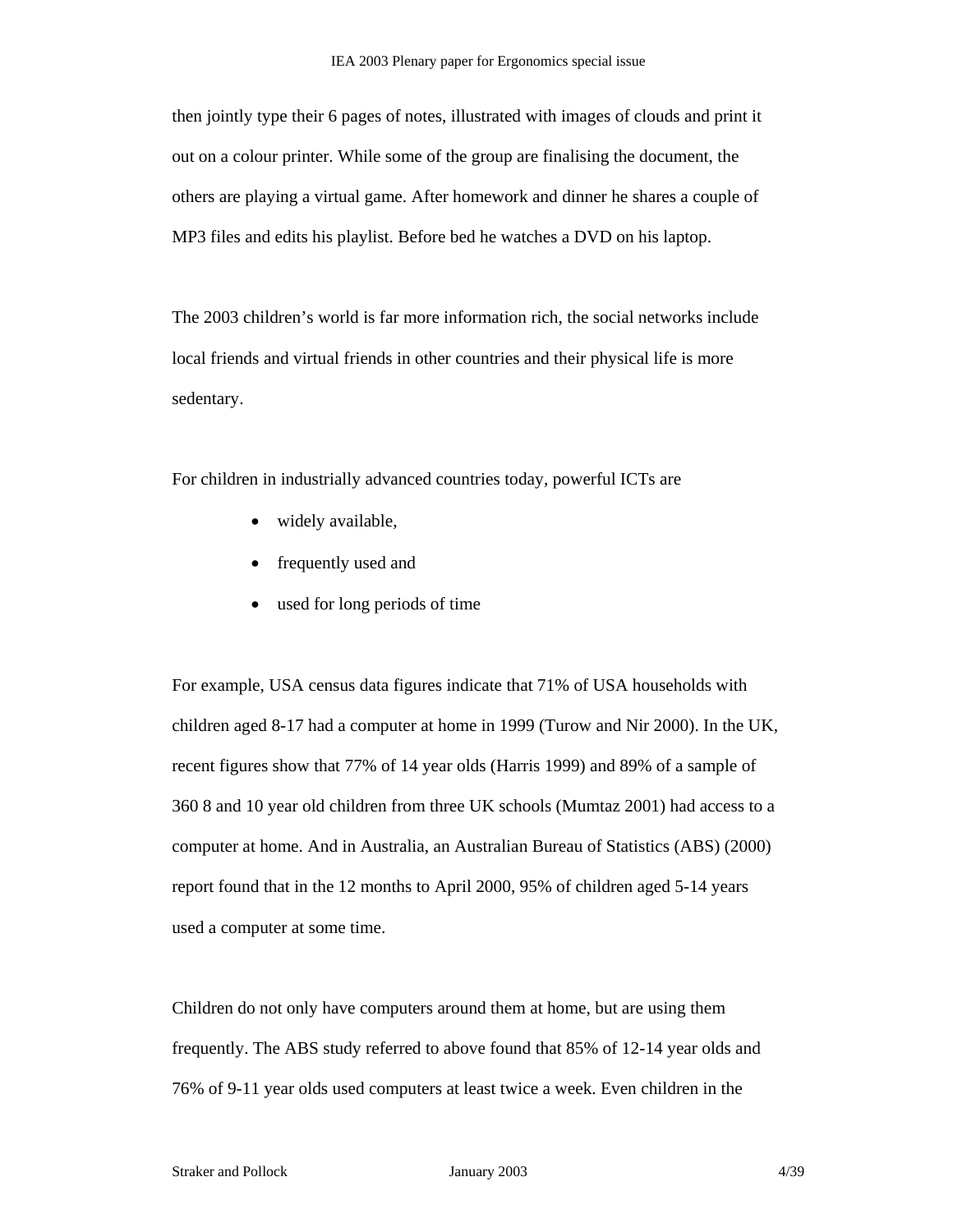then jointly type their 6 pages of notes, illustrated with images of clouds and print it out on a colour printer. While some of the group are finalising the document, the others are playing a virtual game. After homework and dinner he shares a couple of MP3 files and edits his playlist. Before bed he watches a DVD on his laptop.

The 2003 children's world is far more information rich, the social networks include local friends and virtual friends in other countries and their physical life is more sedentary.

For children in industrially advanced countries today, powerful ICTs are

- widely available,
- frequently used and
- used for long periods of time

For example, USA census data figures indicate that 71% of USA households with children aged 8-17 had a computer at home in 1999 (Turow and Nir 2000). In the UK, recent figures show that 77% of 14 year olds (Harris 1999) and 89% of a sample of 360 8 and 10 year old children from three UK schools (Mumtaz 2001) had access to a computer at home. And in Australia, an Australian Bureau of Statistics (ABS) (2000) report found that in the 12 months to April 2000, 95% of children aged 5-14 years used a computer at some time.

Children do not only have computers around them at home, but are using them frequently. The ABS study referred to above found that 85% of 12-14 year olds and 76% of 9-11 year olds used computers at least twice a week. Even children in the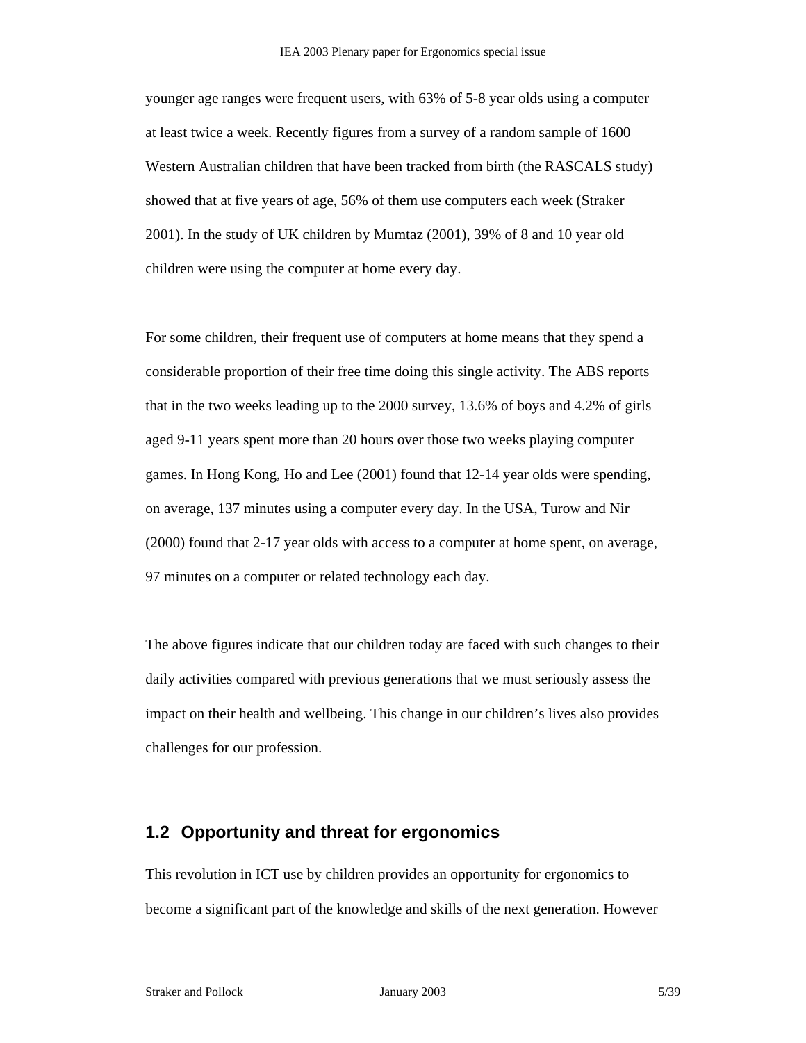younger age ranges were frequent users, with 63% of 5-8 year olds using a computer at least twice a week. Recently figures from a survey of a random sample of 1600 Western Australian children that have been tracked from birth (the RASCALS study) showed that at five years of age, 56% of them use computers each week (Straker 2001). In the study of UK children by Mumtaz (2001), 39% of 8 and 10 year old children were using the computer at home every day.

For some children, their frequent use of computers at home means that they spend a considerable proportion of their free time doing this single activity. The ABS reports that in the two weeks leading up to the 2000 survey, 13.6% of boys and 4.2% of girls aged 9-11 years spent more than 20 hours over those two weeks playing computer games. In Hong Kong, Ho and Lee (2001) found that 12-14 year olds were spending, on average, 137 minutes using a computer every day. In the USA, Turow and Nir (2000) found that 2-17 year olds with access to a computer at home spent, on average, 97 minutes on a computer or related technology each day.

The above figures indicate that our children today are faced with such changes to their daily activities compared with previous generations that we must seriously assess the impact on their health and wellbeing. This change in our children's lives also provides challenges for our profession.

## 1.2 Opportunity and threat for ergonomics

This revolution in ICT use by children provides an opportunity for ergonomics to become a significant part of the knowledge and skills of the next generation. However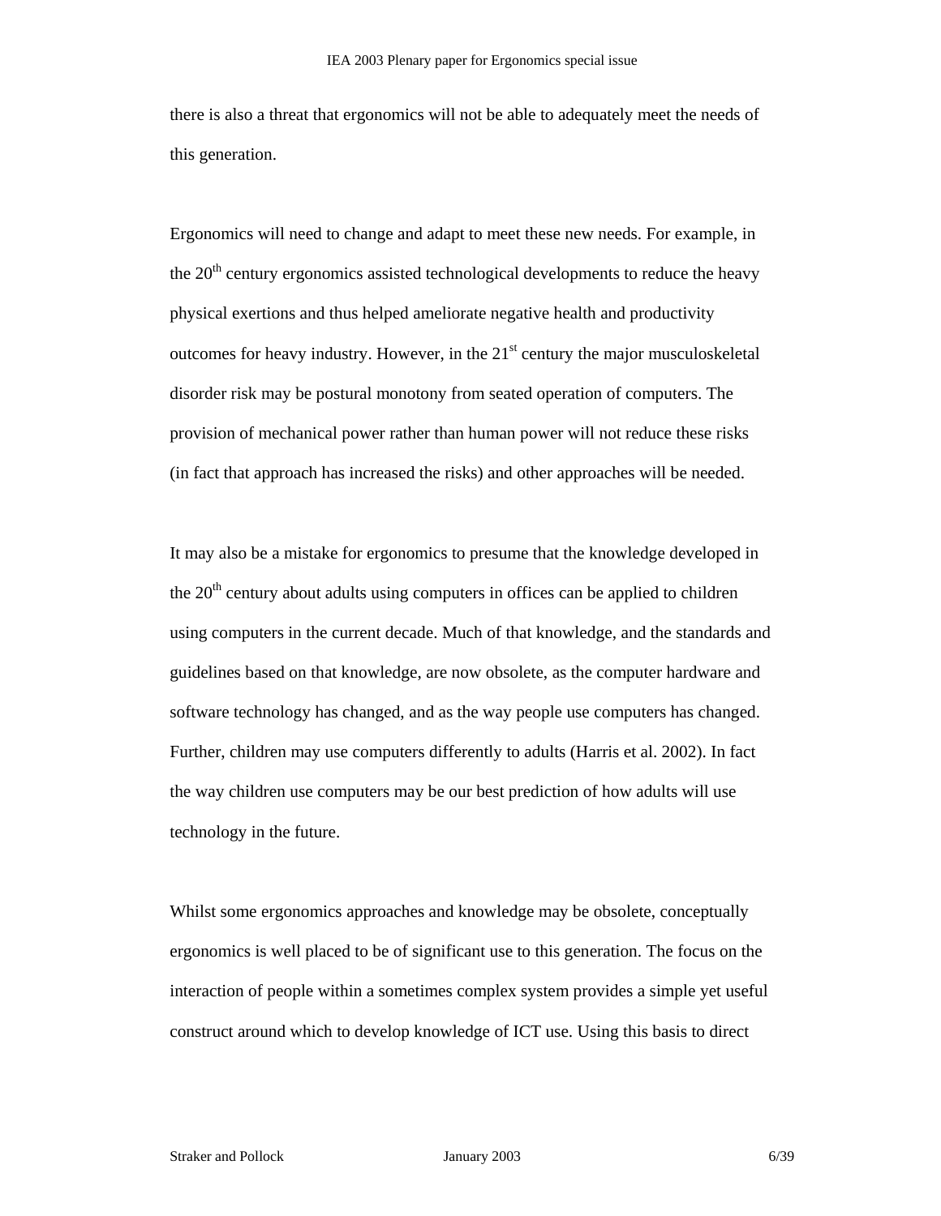there is also a threat that ergonomics will not be able to adequately meet the needs of this generation.

Ergonomics will need to change and adapt to meet these new needs. For example, in the 20th century ergonomics assisted technological developments to reduce the heavy physical exertions and thus helped ameliorate negative health and productivity outcomes for heavy industry. However, in the 21st century the major musculoskeletal disorder risk may be postural monotony from seated operation of computers. The provision of mechanical power rather than human power will not reduce these risks (in fact that approach has increased the risks) and other approaches will be needed.

It may also be a mistake for ergonomics to presume that the knowledge developed in the 20th century about adults using computers in offices can be applied to children using computers in the current decade. Much of that knowledge, and the standards and guidelines based on that knowledge, are now obsolete, as the computer hardware and software technology has changed, and as the way people use computers has changed. Further, children may use computers differently to adults (Harris et al. 2002). In fact the way children use computers may be our best prediction of how adults will use technology in the future.

Whilst some ergonomics approaches and knowledge may be obsolete, conceptually ergonomics is well placed to be of significant use to this generation. The focus on the interaction of people within a sometimes complex system provides a simple yet useful construct around which to develop knowledge of ICT use. Using this basis to direct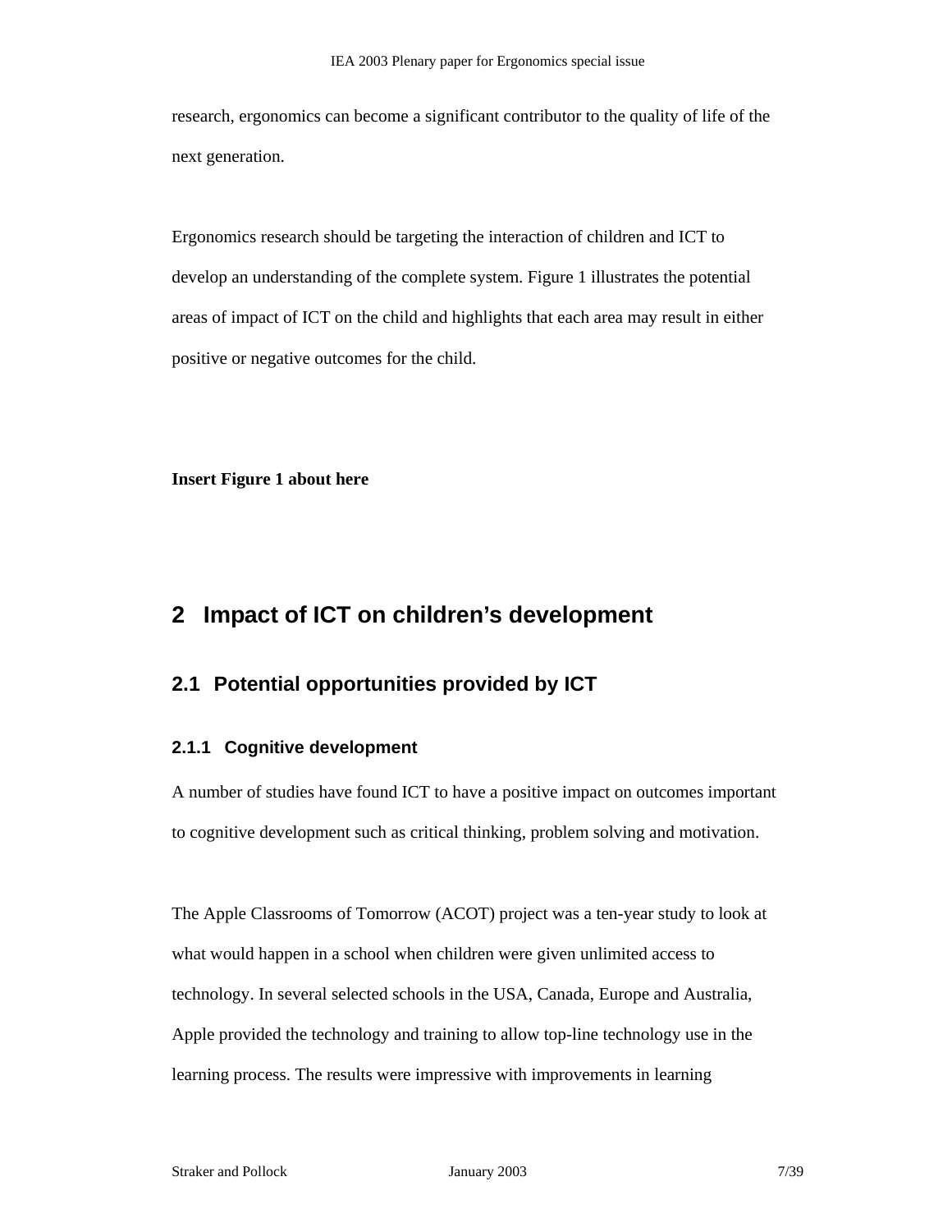research, ergonomics can become a significant contributor to the quality of life of the next generation.

Ergonomics research should be targeting the interaction of children and ICT to develop an understanding of the complete system. Figure 1 illustrates the potential areas of impact of ICT on the child and highlights that each area may result in either positive or negative outcomes for the child.

**Insert Figure 1 about here**

# 2 Impact of ICT on children's development

## 2.1 Potential opportunities provided by ICT

### 2.1.1 Cognitive development

A number of studies have found ICT to have a positive impact on outcomes important to cognitive development such as critical thinking, problem solving and motivation.

The Apple Classrooms of Tomorrow (ACOT) project was a ten-year study to look at what would happen in a school when children were given unlimited access to technology. In several selected schools in the USA, Canada, Europe and Australia, Apple provided the technology and training to allow top-line technology use in the learning process. The results were impressive with improvements in learning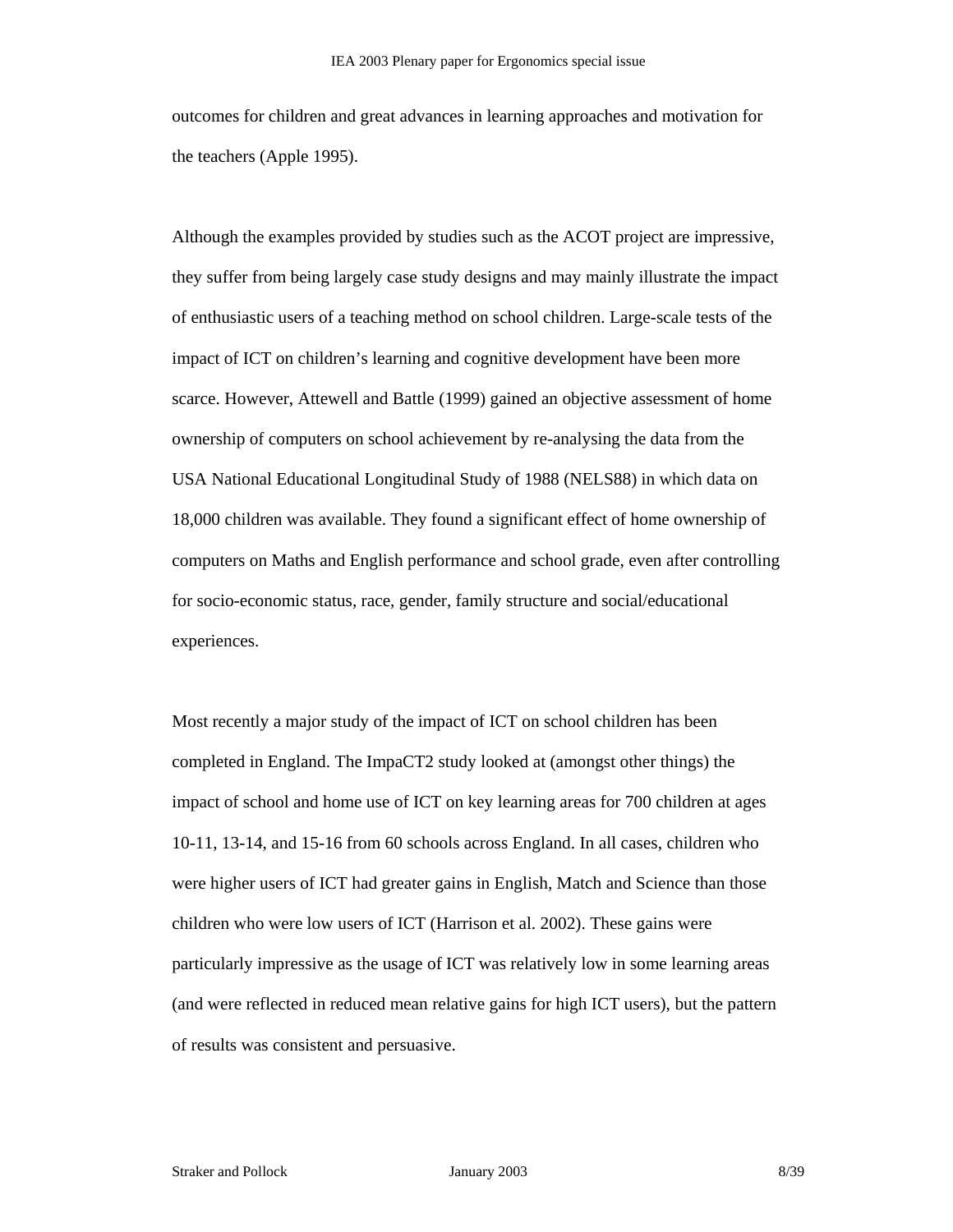outcomes for children and great advances in learning approaches and motivation for the teachers (Apple 1995).

Although the examples provided by studies such as the ACOT project are impressive, they suffer from being largely case study designs and may mainly illustrate the impact of enthusiastic users of a teaching method on school children. Large-scale tests of the impact of ICT on children's learning and cognitive development have been more scarce. However, Attewell and Battle (1999) gained an objective assessment of home ownership of computers on school achievement by re-analysing the data from the USA National Educational Longitudinal Study of 1988 (NELS88) in which data on 18,000 children was available. They found a significant effect of home ownership of computers on Maths and English performance and school grade, even after controlling for socio-economic status, race, gender, family structure and social/educational experiences.

Most recently a major study of the impact of ICT on school children has been completed in England. The ImpaCT2 study looked at (amongst other things) the impact of school and home use of ICT on key learning areas for 700 children at ages 10-11, 13-14, and 15-16 from 60 schools across England. In all cases, children who were higher users of ICT had greater gains in English, Match and Science than those children who were low users of ICT (Harrison et al. 2002). These gains were particularly impressive as the usage of ICT was relatively low in some learning areas (and were reflected in reduced mean relative gains for high ICT users), but the pattern of results was consistent and persuasive.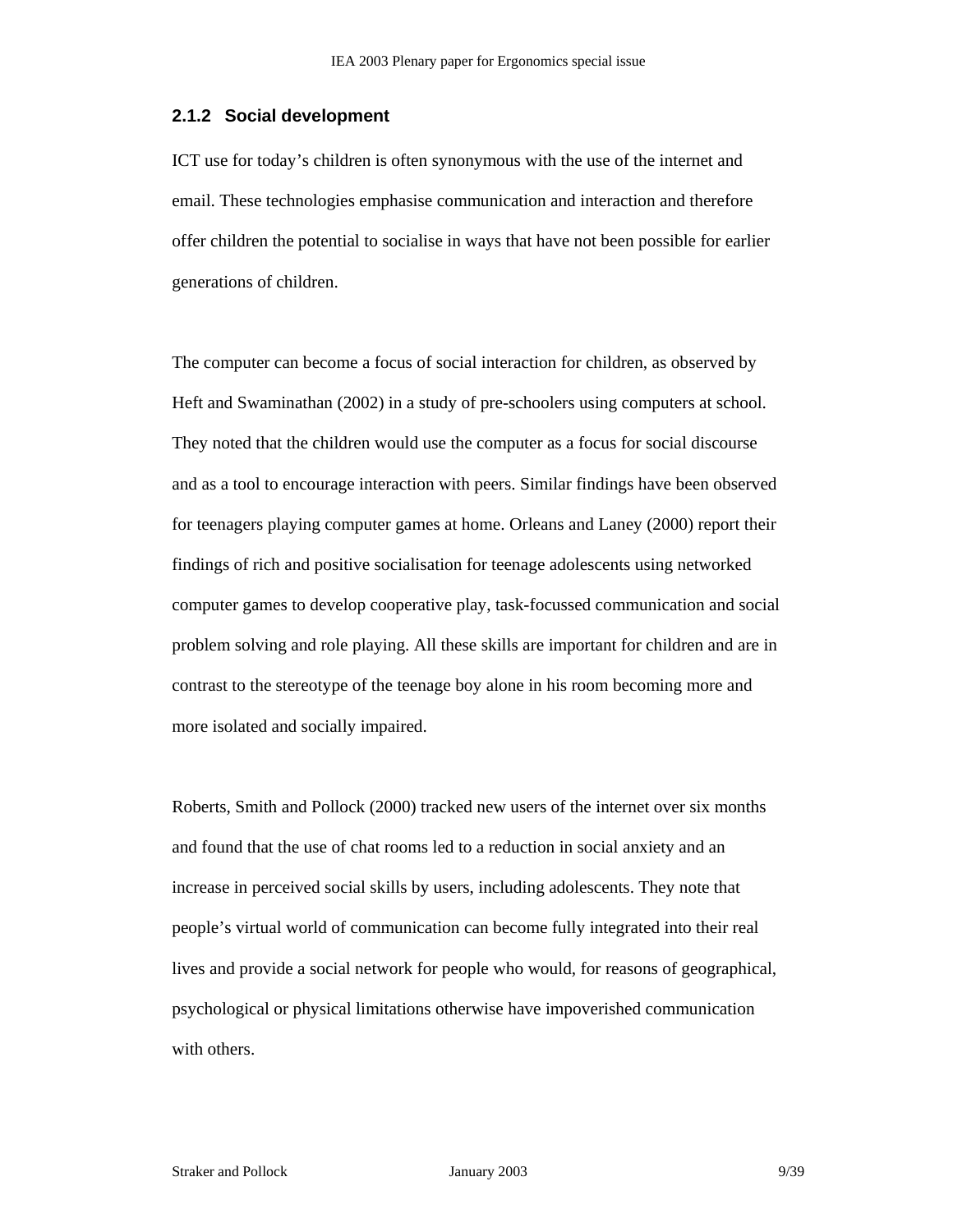### 2.1.2 Social development

ICT use for today's children is often synonymous with the use of the internet and email. These technologies emphasise communication and interaction and therefore offer children the potential to socialise in ways that have not been possible for earlier generations of children.

The computer can become a focus of social interaction for children, as observed by Heft and Swaminathan (2002) in a study of pre-schoolers using computers at school. They noted that the children would use the computer as a focus for social discourse and as a tool to encourage interaction with peers. Similar findings have been observed for teenagers playing computer games at home. Orleans and Laney (2000) report their findings of rich and positive socialisation for teenage adolescents using networked computer games to develop cooperative play, task-focussed communication and social problem solving and role playing. All these skills are important for children and are in contrast to the stereotype of the teenage boy alone in his room becoming more and more isolated and socially impaired.

Roberts, Smith and Pollock (2000) tracked new users of the internet over six months and found that the use of chat rooms led to a reduction in social anxiety and an increase in perceived social skills by users, including adolescents. They note that people's virtual world of communication can become fully integrated into their real lives and provide a social network for people who would, for reasons of geographical, psychological or physical limitations otherwise have impoverished communication with others.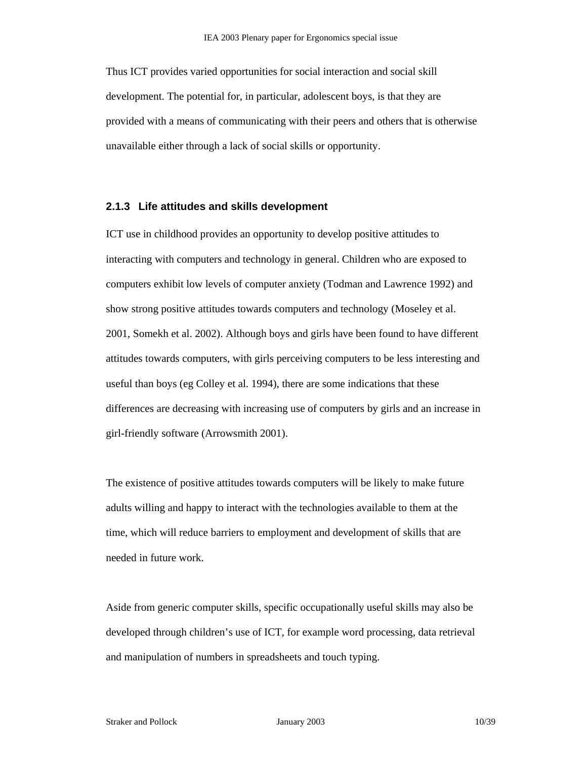Thus ICT provides varied opportunities for social interaction and social skill development. The potential for, in particular, adolescent boys, is that they are provided with a means of communicating with their peers and others that is otherwise unavailable either through a lack of social skills or opportunity.

### 2.1.3 Life attitudes and skills development

ICT use in childhood provides an opportunity to develop positive attitudes to interacting with computers and technology in general. Children who are exposed to computers exhibit low levels of computer anxiety (Todman and Lawrence 1992) and show strong positive attitudes towards computers and technology (Moseley et al. 2001, Somekh et al. 2002). Although boys and girls have been found to have different attitudes towards computers, with girls perceiving computers to be less interesting and useful than boys (eg Colley et al. 1994), there are some indications that these differences are decreasing with increasing use of computers by girls and an increase in girl-friendly software (Arrowsmith 2001).

The existence of positive attitudes towards computers will be likely to make future adults willing and happy to interact with the technologies available to them at the time, which will reduce barriers to employment and development of skills that are needed in future work.

Aside from generic computer skills, specific occupationally useful skills may also be developed through children's use of ICT, for example word processing, data retrieval and manipulation of numbers in spreadsheets and touch typing.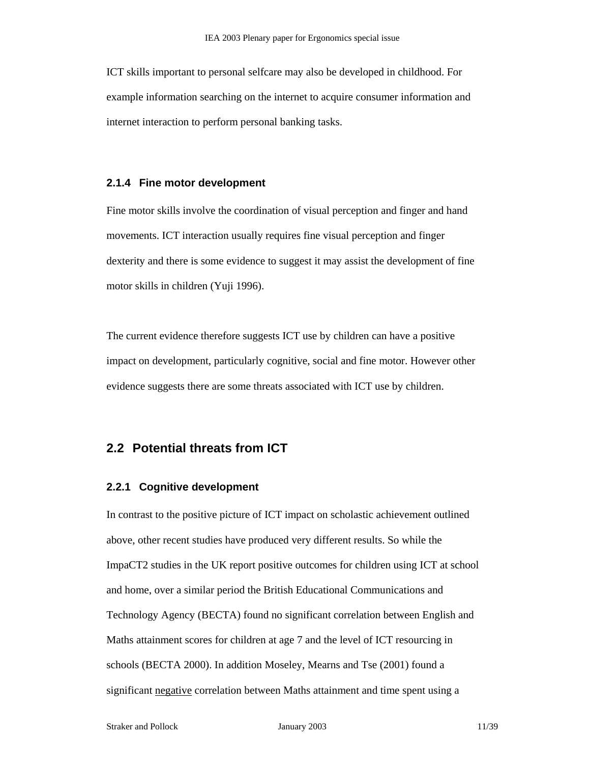ICT skills important to personal selfcare may also be developed in childhood. For example information searching on the internet to acquire consumer information and internet interaction to perform personal banking tasks.

#### 2.1.4 Fine motor development

Fine motor skills involve the coordination of visual perception and finger and hand movements. ICT interaction usually requires fine visual perception and finger dexterity and there is some evidence to suggest it may assist the development of fine motor skills in children (Yuji 1996).

The current evidence therefore suggests ICT use by children can have a positive impact on development, particularly cognitive, social and fine motor. However other evidence suggests there are some threats associated with ICT use by children.

### 2.2 Potential threats from ICT

#### 2.2.1 Cognitive development

In contrast to the positive picture of ICT impact on scholastic achievement outlined above, other recent studies have produced very different results. So while the ImpaCT2 studies in the UK report positive outcomes for children using ICT at school and home, over a similar period the British Educational Communications and Technology Agency (BECTA) found no significant correlation between English and Maths attainment scores for children at age 7 and the level of ICT resourcing in schools (BECTA 2000). In addition Moseley, Mearns and Tse (2001) found a significant <u>negative</u> correlation between Maths attainment and time spent using a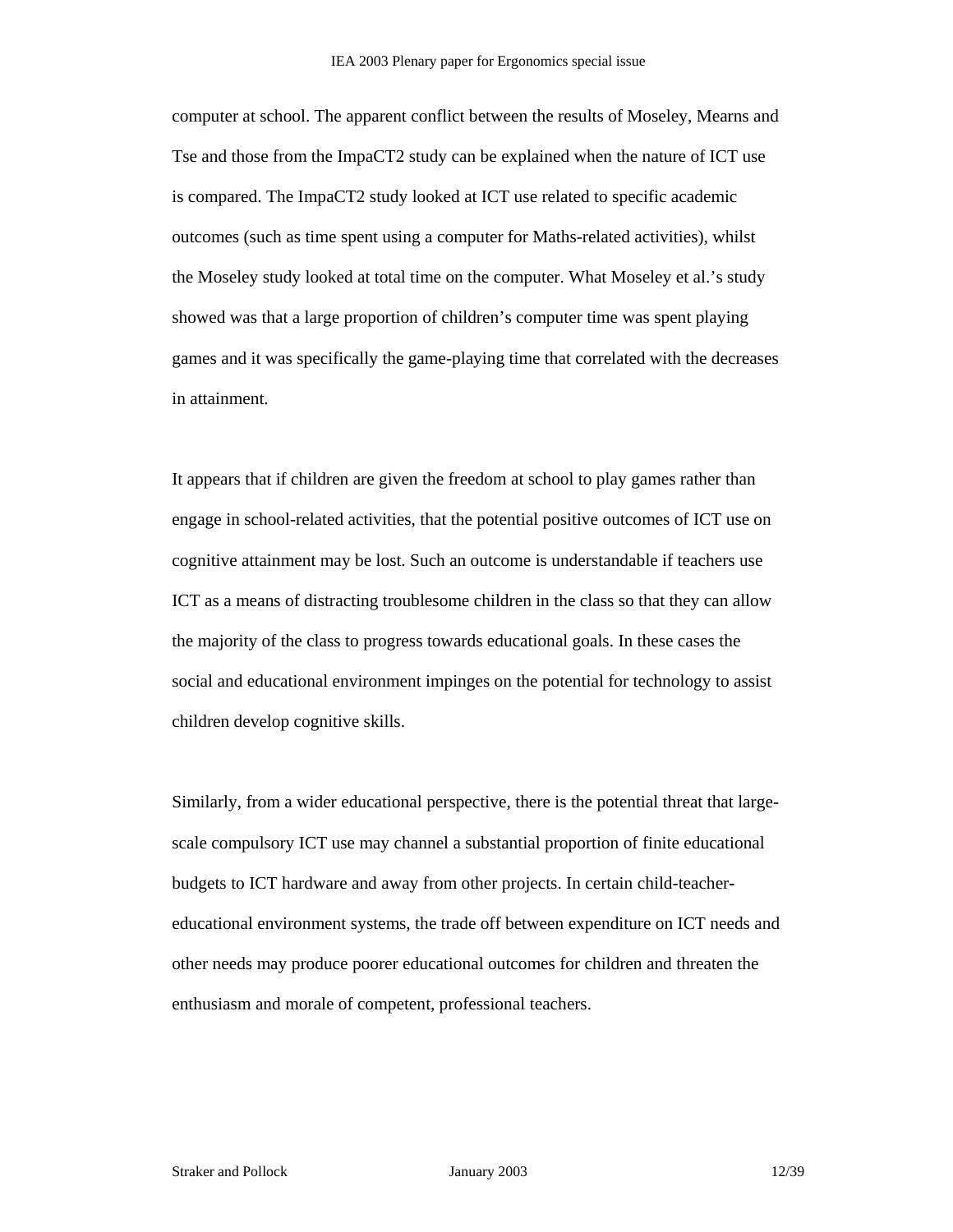computer at school. The apparent conflict between the results of Moseley, Mearns and Tse and those from the ImpaCT2 study can be explained when the nature of ICT use is compared. The ImpaCT2 study looked at ICT use related to specific academic outcomes (such as time spent using a computer for Maths-related activities), whilst the Moseley study looked at total time on the computer. What Moseley et al.'s study showed was that a large proportion of children's computer time was spent playing games and it was specifically the game-playing time that correlated with the decreases in attainment.

It appears that if children are given the freedom at school to play games rather than engage in school-related activities, that the potential positive outcomes of ICT use on cognitive attainment may be lost. Such an outcome is understandable if teachers use ICT as a means of distracting troublesome children in the class so that they can allow the majority of the class to progress towards educational goals. In these cases the social and educational environment impinges on the potential for technology to assist children develop cognitive skills.

Similarly, from a wider educational perspective, there is the potential threat that large-scale compulsory ICT use may channel a substantial proportion of finite educational budgets to ICT hardware and away from other projects. In certain child-teacher-educational environment systems, the trade off between expenditure on ICT needs and other needs may produce poorer educational outcomes for children and threaten the enthusiasm and morale of competent, professional teachers.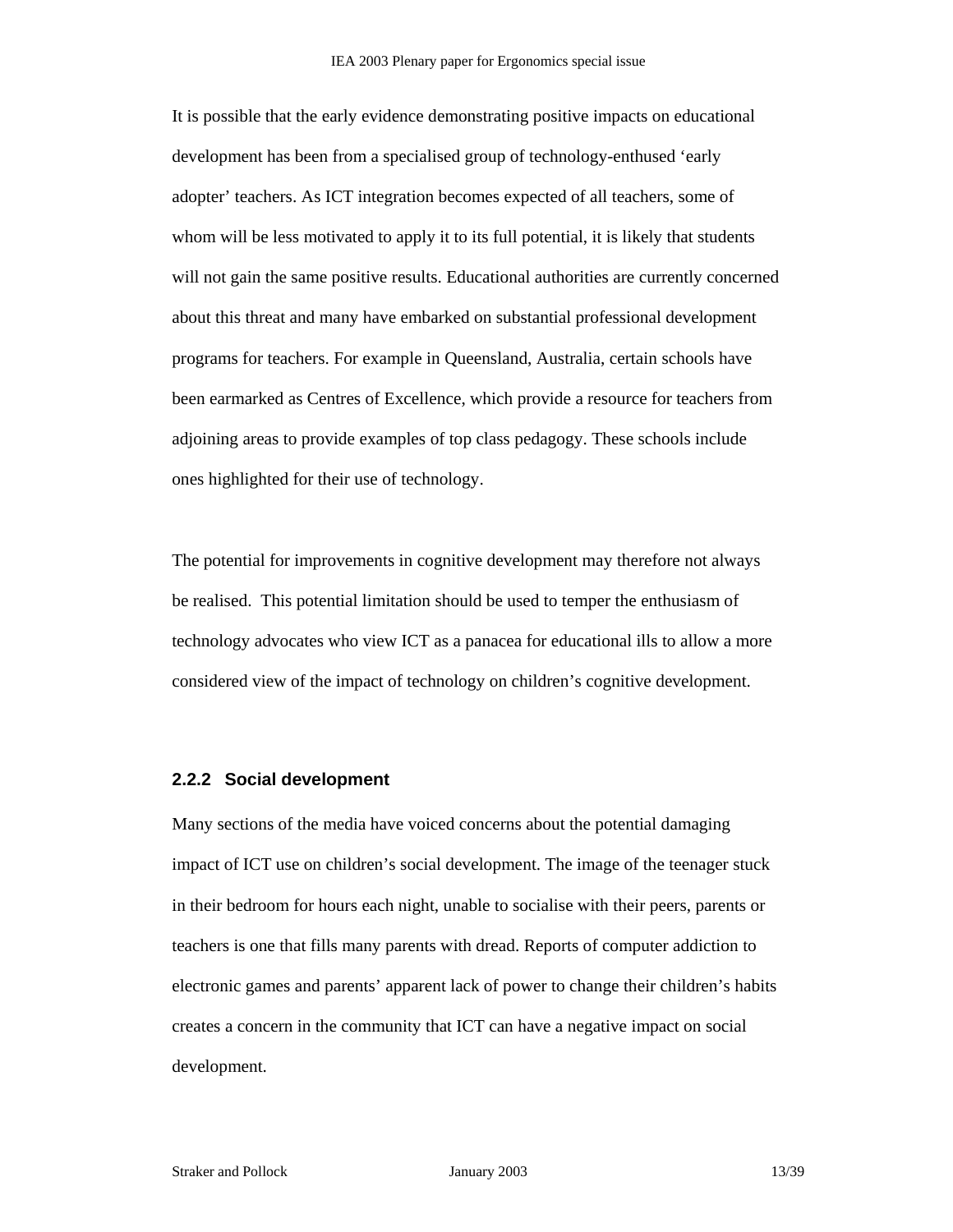It is possible that the early evidence demonstrating positive impacts on educational development has been from a specialised group of technology-enthused 'early adopter' teachers. As ICT integration becomes expected of all teachers, some of whom will be less motivated to apply it to its full potential, it is likely that students will not gain the same positive results. Educational authorities are currently concerned about this threat and many have embarked on substantial professional development programs for teachers. For example in Queensland, Australia, certain schools have been earmarked as Centres of Excellence, which provide a resource for teachers from adjoining areas to provide examples of top class pedagogy. These schools include ones highlighted for their use of technology.

The potential for improvements in cognitive development may therefore not always be realised. This potential limitation should be used to temper the enthusiasm of technology advocates who view ICT as a panacea for educational ills to allow a more considered view of the impact of technology on children's cognitive development.

#### 2.2.2 Social development

Many sections of the media have voiced concerns about the potential damaging impact of ICT use on children's social development. The image of the teenager stuck in their bedroom for hours each night, unable to socialise with their peers, parents or teachers is one that fills many parents with dread. Reports of computer addiction to electronic games and parents' apparent lack of power to change their children's habits creates a concern in the community that ICT can have a negative impact on social development.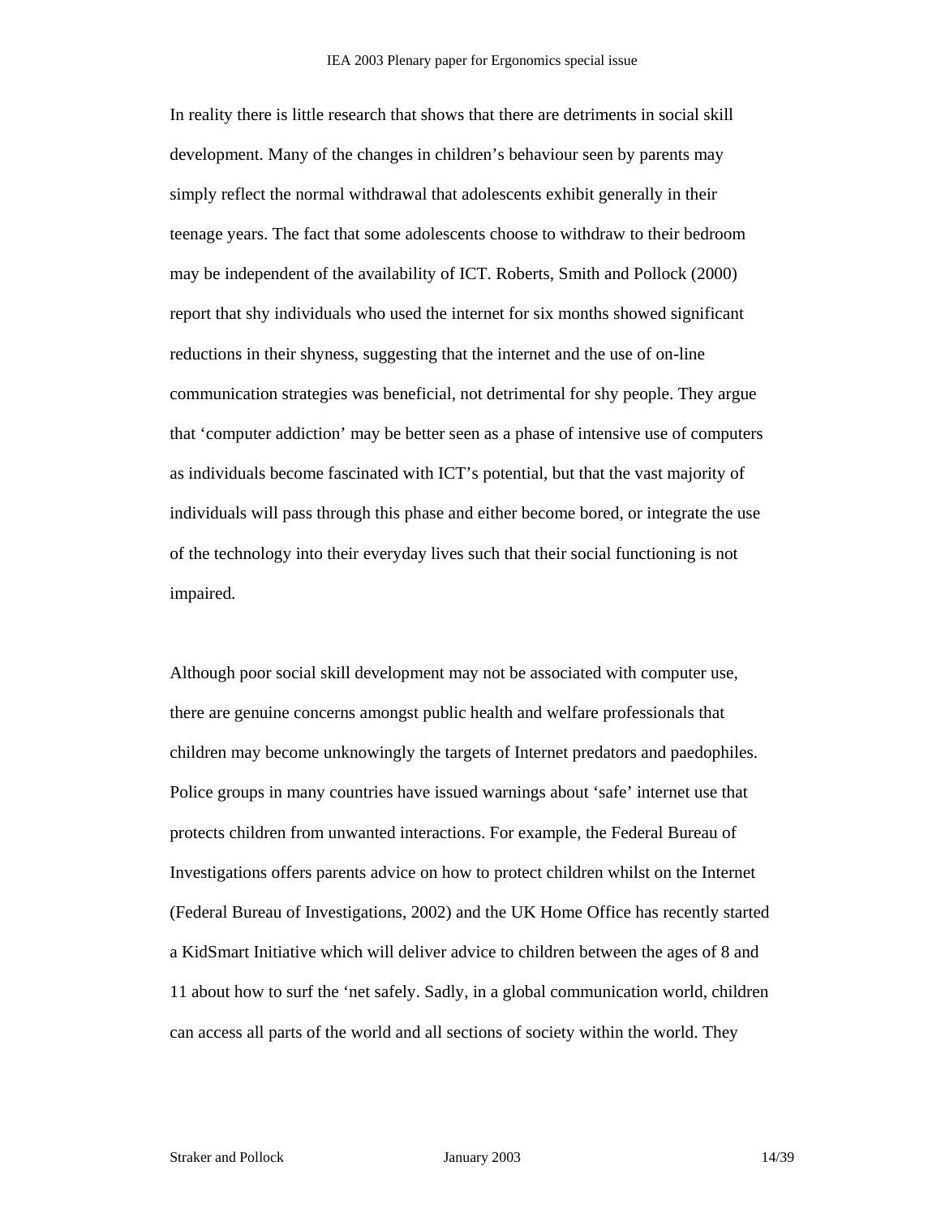In reality there is little research that shows that there are detriments in social skill development. Many of the changes in children's behaviour seen by parents may simply reflect the normal withdrawal that adolescents exhibit generally in their teenage years. The fact that some adolescents choose to withdraw to their bedroom may be independent of the availability of ICT. Roberts, Smith and Pollock (2000) report that shy individuals who used the internet for six months showed significant reductions in their shyness, suggesting that the internet and the use of on-line communication strategies was beneficial, not detrimental for shy people. They argue that 'computer addiction' may be better seen as a phase of intensive use of computers as individuals become fascinated with ICT's potential, but that the vast majority of individuals will pass through this phase and either become bored, or integrate the use of the technology into their everyday lives such that their social functioning is not impaired.

Although poor social skill development may not be associated with computer use, there are genuine concerns amongst public health and welfare professionals that children may become unknowingly the targets of Internet predators and paedophiles. Police groups in many countries have issued warnings about 'safe' internet use that protects children from unwanted interactions. For example, the Federal Bureau of Investigations offers parents advice on how to protect children whilst on the Internet (Federal Bureau of Investigations, 2002) and the UK Home Office has recently started a KidSmart Initiative which will deliver advice to children between the ages of 8 and 11 about how to surf the 'net safely. Sadly, in a global communication world, children can access all parts of the world and all sections of society within the world. They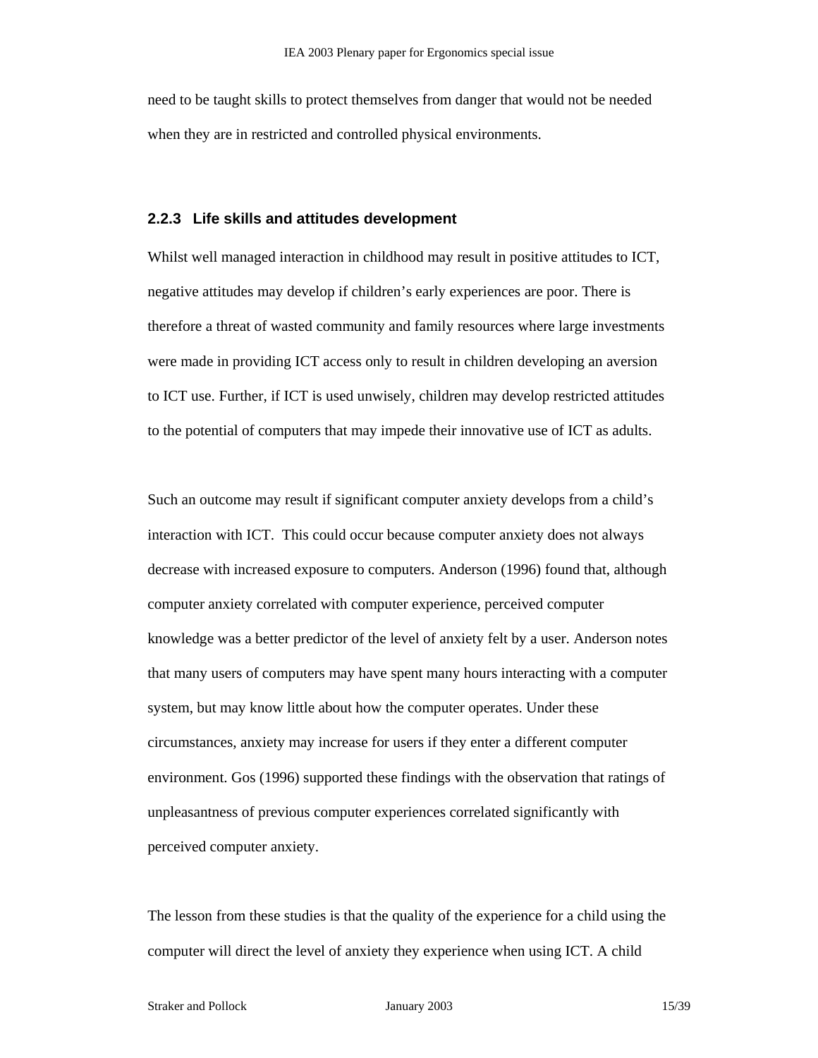need to be taught skills to protect themselves from danger that would not be needed when they are in restricted and controlled physical environments.

### 2.2.3 Life skills and attitudes development

Whilst well managed interaction in childhood may result in positive attitudes to ICT, negative attitudes may develop if children's early experiences are poor. There is therefore a threat of wasted community and family resources where large investments were made in providing ICT access only to result in children developing an aversion to ICT use. Further, if ICT is used unwisely, children may develop restricted attitudes to the potential of computers that may impede their innovative use of ICT as adults.

Such an outcome may result if significant computer anxiety develops from a child's interaction with ICT. This could occur because computer anxiety does not always decrease with increased exposure to computers. Anderson (1996) found that, although computer anxiety correlated with computer experience, perceived computer knowledge was a better predictor of the level of anxiety felt by a user. Anderson notes that many users of computers may have spent many hours interacting with a computer system, but may know little about how the computer operates. Under these circumstances, anxiety may increase for users if they enter a different computer environment. Gos (1996) supported these findings with the observation that ratings of unpleasantness of previous computer experiences correlated significantly with perceived computer anxiety.

The lesson from these studies is that the quality of the experience for a child using the computer will direct the level of anxiety they experience when using ICT. A child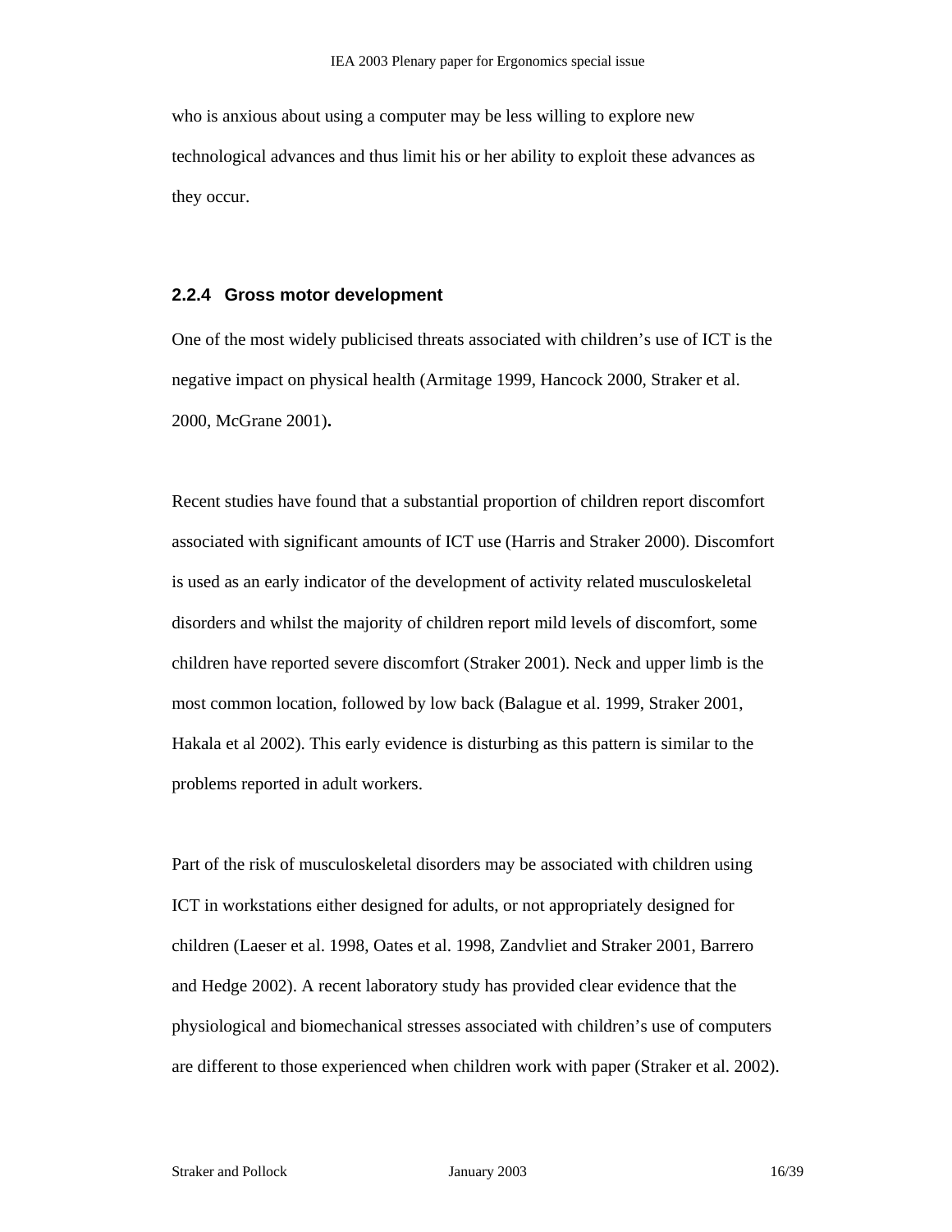who is anxious about using a computer may be less willing to explore new technological advances and thus limit his or her ability to exploit these advances as they occur.

### 2.2.4 Gross motor development

One of the most widely publicised threats associated with children's use of ICT is the negative impact on physical health (Armitage 1999, Hancock 2000, Straker et al. 2000, McGrane 2001)**.**

Recent studies have found that a substantial proportion of children report discomfort associated with significant amounts of ICT use (Harris and Straker 2000). Discomfort is used as an early indicator of the development of activity related musculoskeletal disorders and whilst the majority of children report mild levels of discomfort, some children have reported severe discomfort (Straker 2001). Neck and upper limb is the most common location, followed by low back (Balague et al. 1999, Straker 2001, Hakala et al 2002). This early evidence is disturbing as this pattern is similar to the problems reported in adult workers.

Part of the risk of musculoskeletal disorders may be associated with children using ICT in workstations either designed for adults, or not appropriately designed for children (Laeser et al. 1998, Oates et al. 1998, Zandvliet and Straker 2001, Barrero and Hedge 2002). A recent laboratory study has provided clear evidence that the physiological and biomechanical stresses associated with children's use of computers are different to those experienced when children work with paper (Straker et al. 2002).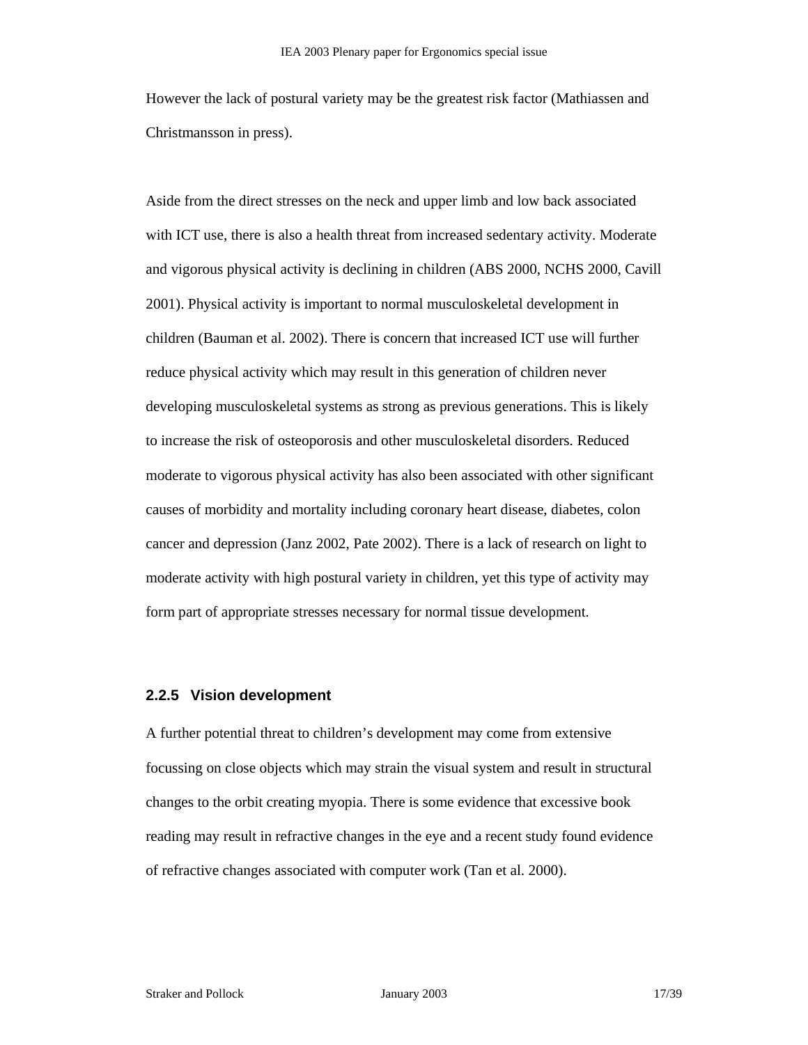However the lack of postural variety may be the greatest risk factor (Mathiassen and Christmansson in press).

Aside from the direct stresses on the neck and upper limb and low back associated with ICT use, there is also a health threat from increased sedentary activity. Moderate and vigorous physical activity is declining in children (ABS 2000, NCHS 2000, Cavill 2001). Physical activity is important to normal musculoskeletal development in children (Bauman et al. 2002). There is concern that increased ICT use will further reduce physical activity which may result in this generation of children never developing musculoskeletal systems as strong as previous generations. This is likely to increase the risk of osteoporosis and other musculoskeletal disorders. Reduced moderate to vigorous physical activity has also been associated with other significant causes of morbidity and mortality including coronary heart disease, diabetes, colon cancer and depression (Janz 2002, Pate 2002). There is a lack of research on light to moderate activity with high postural variety in children, yet this type of activity may form part of appropriate stresses necessary for normal tissue development.

### 2.2.5 Vision development

A further potential threat to children's development may come from extensive focussing on close objects which may strain the visual system and result in structural changes to the orbit creating myopia. There is some evidence that excessive book reading may result in refractive changes in the eye and a recent study found evidence of refractive changes associated with computer work (Tan et al. 2000).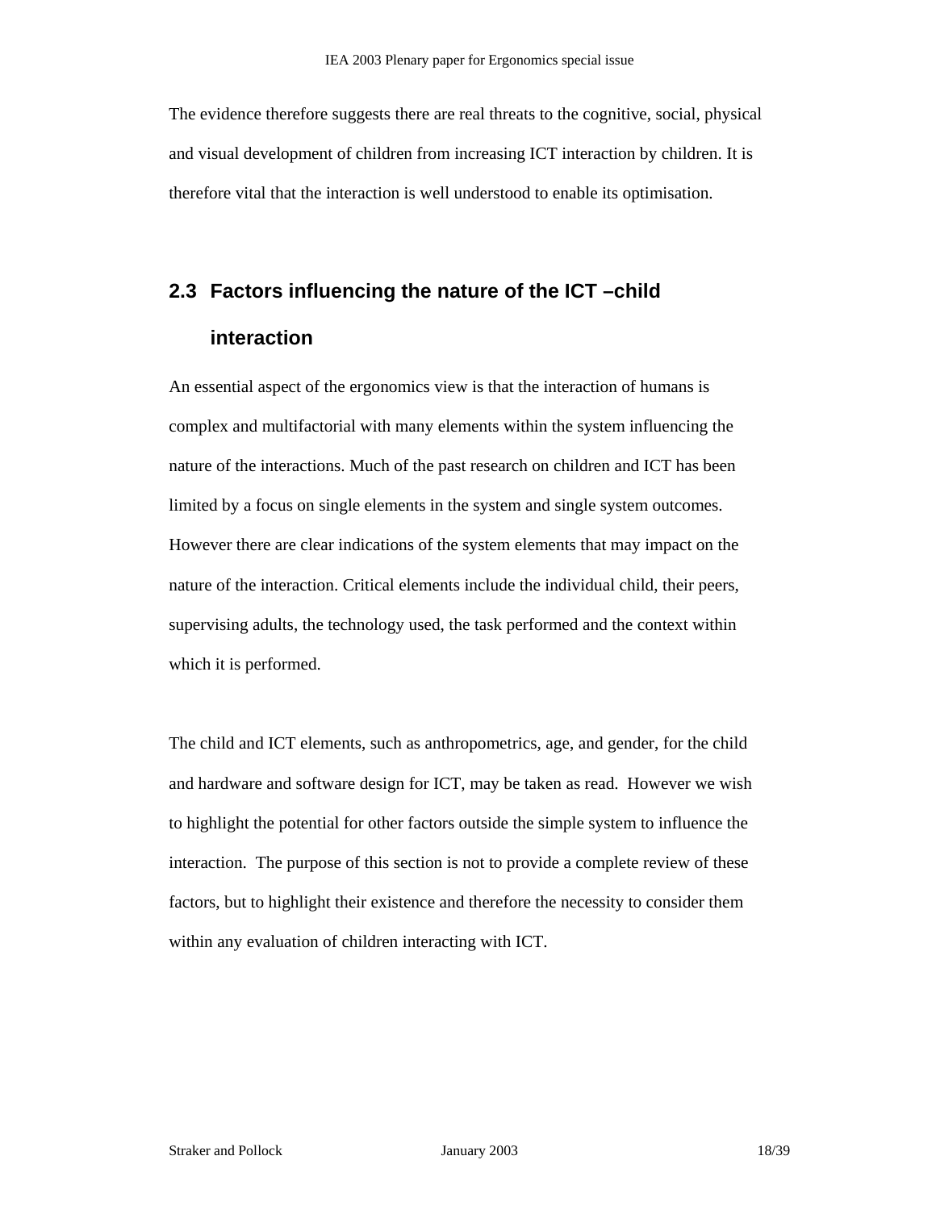The evidence therefore suggests there are real threats to the cognitive, social, physical and visual development of children from increasing ICT interaction by children. It is therefore vital that the interaction is well understood to enable its optimisation.

## 2.3 Factors influencing the nature of the ICT –child interaction

An essential aspect of the ergonomics view is that the interaction of humans is complex and multifactorial with many elements within the system influencing the nature of the interactions. Much of the past research on children and ICT has been limited by a focus on single elements in the system and single system outcomes. However there are clear indications of the system elements that may impact on the nature of the interaction. Critical elements include the individual child, their peers, supervising adults, the technology used, the task performed and the context within which it is performed.

The child and ICT elements, such as anthropometrics, age, and gender, for the child and hardware and software design for ICT, may be taken as read. However we wish to highlight the potential for other factors outside the simple system to influence the interaction. The purpose of this section is not to provide a complete review of these factors, but to highlight their existence and therefore the necessity to consider them within any evaluation of children interacting with ICT.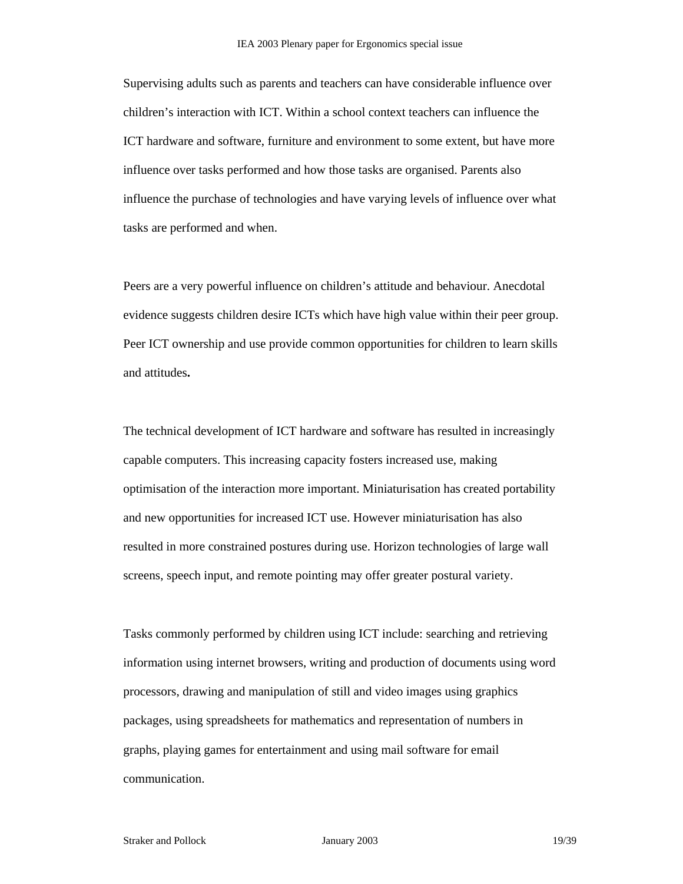Supervising adults such as parents and teachers can have considerable influence over children's interaction with ICT. Within a school context teachers can influence the ICT hardware and software, furniture and environment to some extent, but have more influence over tasks performed and how those tasks are organised. Parents also influence the purchase of technologies and have varying levels of influence over what tasks are performed and when.

Peers are a very powerful influence on children's attitude and behaviour. Anecdotal evidence suggests children desire ICTs which have high value within their peer group. Peer ICT ownership and use provide common opportunities for children to learn skills and attitudes**.**

The technical development of ICT hardware and software has resulted in increasingly capable computers. This increasing capacity fosters increased use, making optimisation of the interaction more important. Miniaturisation has created portability and new opportunities for increased ICT use. However miniaturisation has also resulted in more constrained postures during use. Horizon technologies of large wall screens, speech input, and remote pointing may offer greater postural variety.

Tasks commonly performed by children using ICT include: searching and retrieving information using internet browsers, writing and production of documents using word processors, drawing and manipulation of still and video images using graphics packages, using spreadsheets for mathematics and representation of numbers in graphs, playing games for entertainment and using mail software for email communication.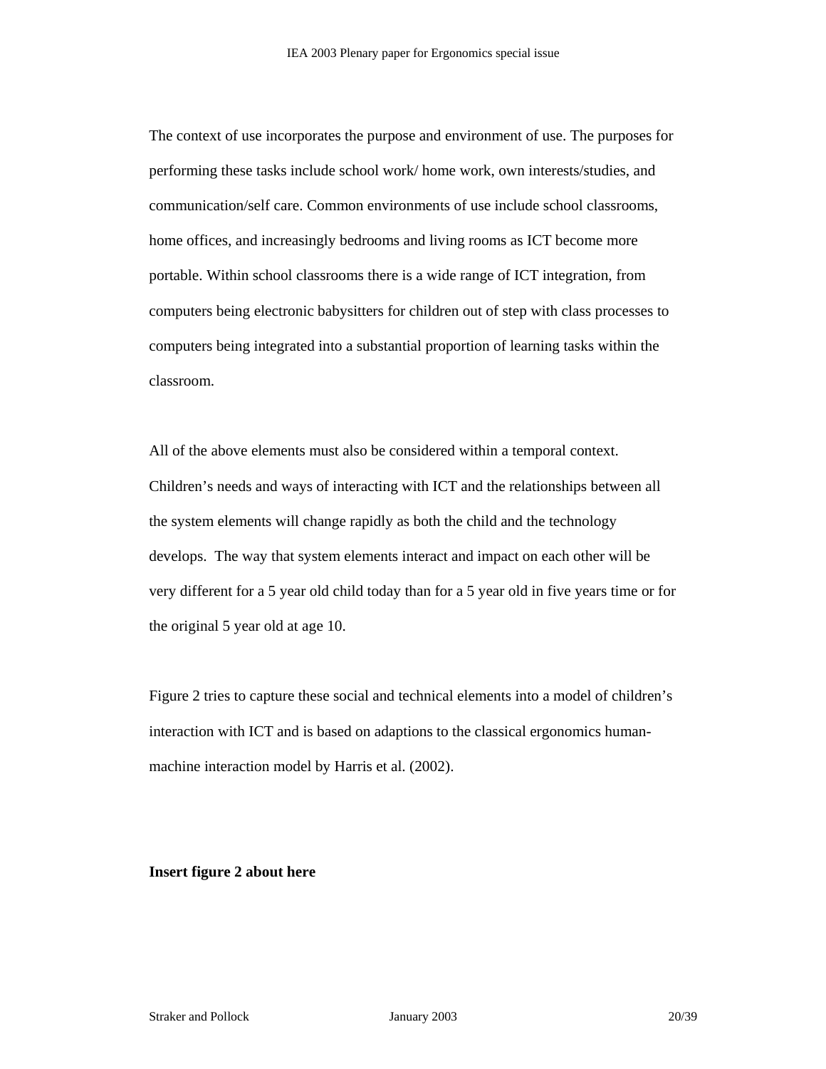The context of use incorporates the purpose and environment of use. The purposes for performing these tasks include school work/ home work, own interests/studies, and communication/self care. Common environments of use include school classrooms, home offices, and increasingly bedrooms and living rooms as ICT become more portable. Within school classrooms there is a wide range of ICT integration, from computers being electronic babysitters for children out of step with class processes to computers being integrated into a substantial proportion of learning tasks within the classroom.

All of the above elements must also be considered within a temporal context. Children's needs and ways of interacting with ICT and the relationships between all the system elements will change rapidly as both the child and the technology develops. The way that system elements interact and impact on each other will be very different for a 5 year old child today than for a 5 year old in five years time or for the original 5 year old at age 10.

Figure 2 tries to capture these social and technical elements into a model of children's interaction with ICT and is based on adaptions to the classical ergonomics human-machine interaction model by Harris et al. (2002).

**Insert figure 2 about here**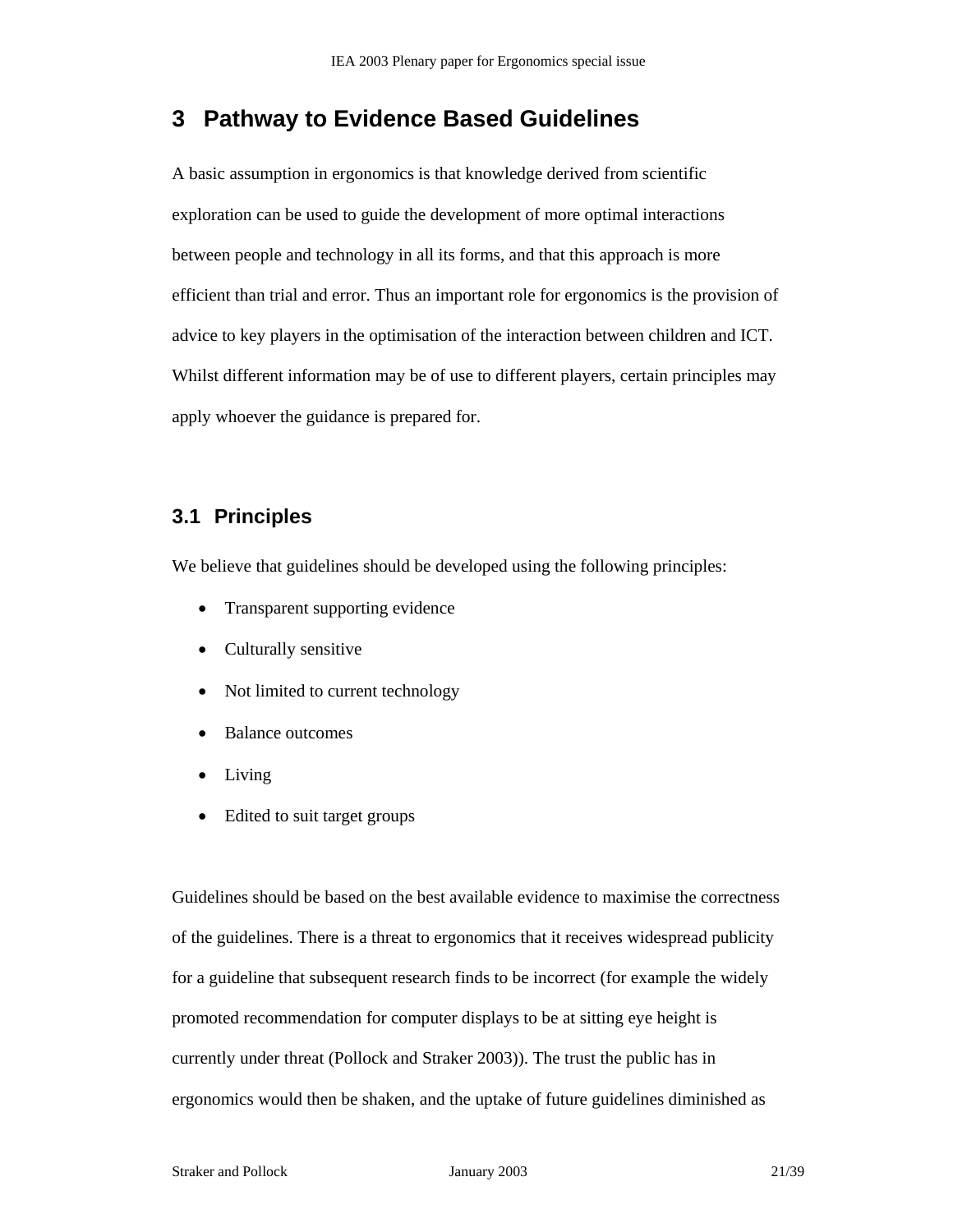# 3 Pathway to Evidence Based Guidelines

A basic assumption in ergonomics is that knowledge derived from scientific exploration can be used to guide the development of more optimal interactions between people and technology in all its forms, and that this approach is more efficient than trial and error. Thus an important role for ergonomics is the provision of advice to key players in the optimisation of the interaction between children and ICT. Whilst different information may be of use to different players, certain principles may apply whoever the guidance is prepared for.

## 3.1 Principles

We believe that guidelines should be developed using the following principles:

- Transparent supporting evidence
- Culturally sensitive
- Not limited to current technology
- Balance outcomes
- Living
- Edited to suit target groups

Guidelines should be based on the best available evidence to maximise the correctness of the guidelines. There is a threat to ergonomics that it receives widespread publicity for a guideline that subsequent research finds to be incorrect (for example the widely promoted recommendation for computer displays to be at sitting eye height is currently under threat (Pollock and Straker 2003)). The trust the public has in ergonomics would then be shaken, and the uptake of future guidelines diminished as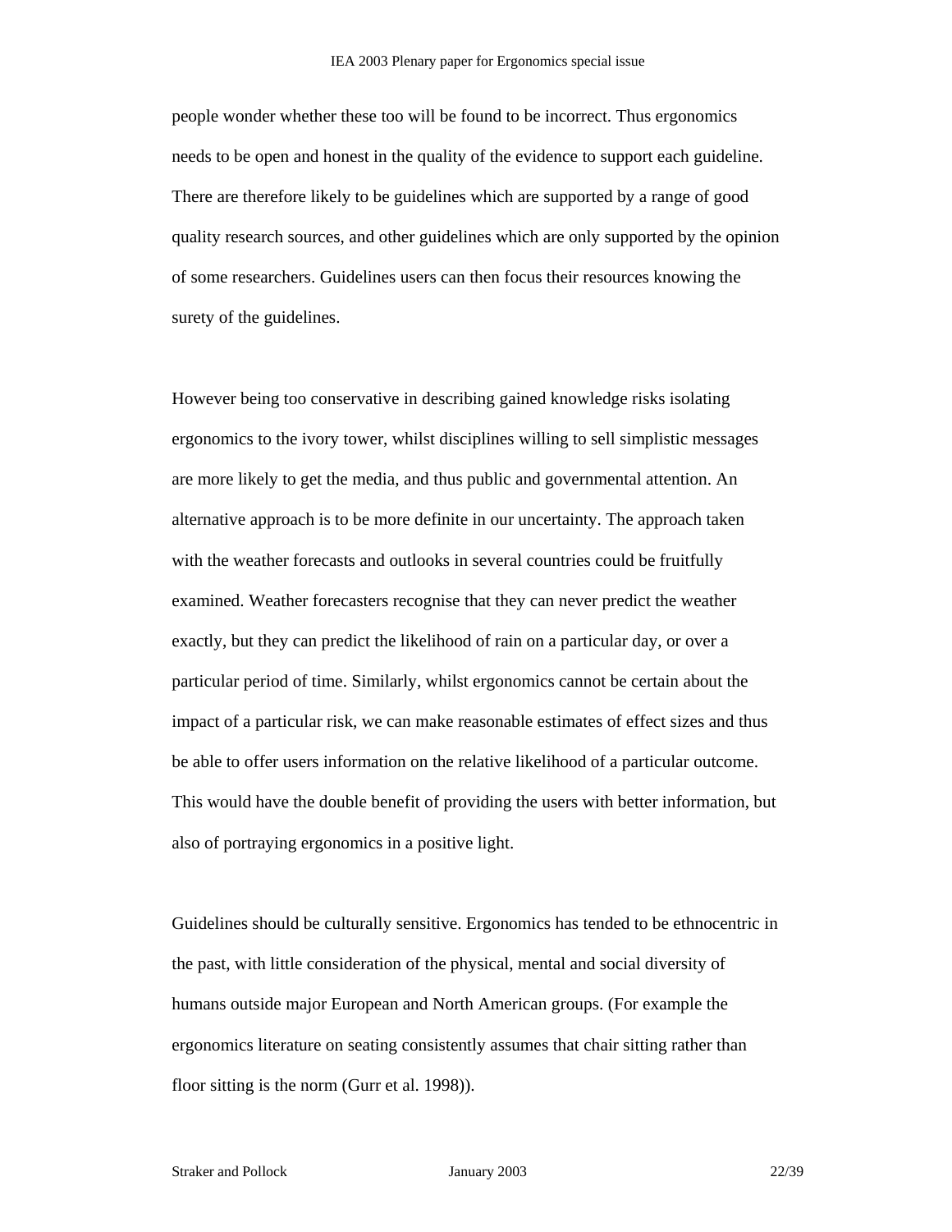people wonder whether these too will be found to be incorrect. Thus ergonomics needs to be open and honest in the quality of the evidence to support each guideline. There are therefore likely to be guidelines which are supported by a range of good quality research sources, and other guidelines which are only supported by the opinion of some researchers. Guidelines users can then focus their resources knowing the surety of the guidelines.

However being too conservative in describing gained knowledge risks isolating ergonomics to the ivory tower, whilst disciplines willing to sell simplistic messages are more likely to get the media, and thus public and governmental attention. An alternative approach is to be more definite in our uncertainty. The approach taken with the weather forecasts and outlooks in several countries could be fruitfully examined. Weather forecasters recognise that they can never predict the weather exactly, but they can predict the likelihood of rain on a particular day, or over a particular period of time. Similarly, whilst ergonomics cannot be certain about the impact of a particular risk, we can make reasonable estimates of effect sizes and thus be able to offer users information on the relative likelihood of a particular outcome. This would have the double benefit of providing the users with better information, but also of portraying ergonomics in a positive light.

Guidelines should be culturally sensitive. Ergonomics has tended to be ethnocentric in the past, with little consideration of the physical, mental and social diversity of humans outside major European and North American groups. (For example the ergonomics literature on seating consistently assumes that chair sitting rather than floor sitting is the norm (Gurr et al. 1998)).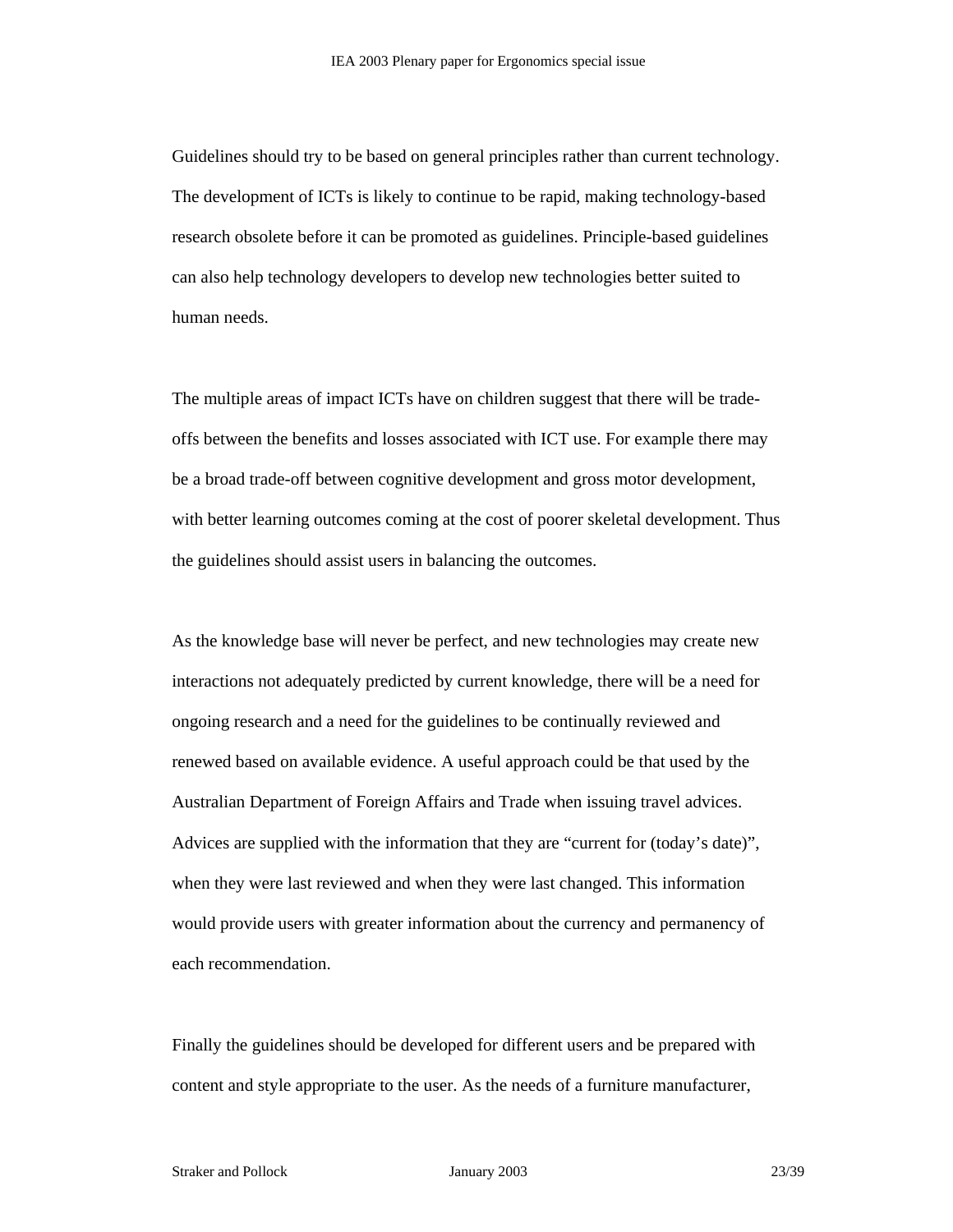Guidelines should try to be based on general principles rather than current technology. The development of ICTs is likely to continue to be rapid, making technology-based research obsolete before it can be promoted as guidelines. Principle-based guidelines can also help technology developers to develop new technologies better suited to human needs.

The multiple areas of impact ICTs have on children suggest that there will be trade-offs between the benefits and losses associated with ICT use. For example there may be a broad trade-off between cognitive development and gross motor development, with better learning outcomes coming at the cost of poorer skeletal development. Thus the guidelines should assist users in balancing the outcomes.

As the knowledge base will never be perfect, and new technologies may create new interactions not adequately predicted by current knowledge, there will be a need for ongoing research and a need for the guidelines to be continually reviewed and renewed based on available evidence. A useful approach could be that used by the Australian Department of Foreign Affairs and Trade when issuing travel advices. Advices are supplied with the information that they are "current for (today's date)", when they were last reviewed and when they were last changed. This information would provide users with greater information about the currency and permanency of each recommendation.

Finally the guidelines should be developed for different users and be prepared with content and style appropriate to the user. As the needs of a furniture manufacturer,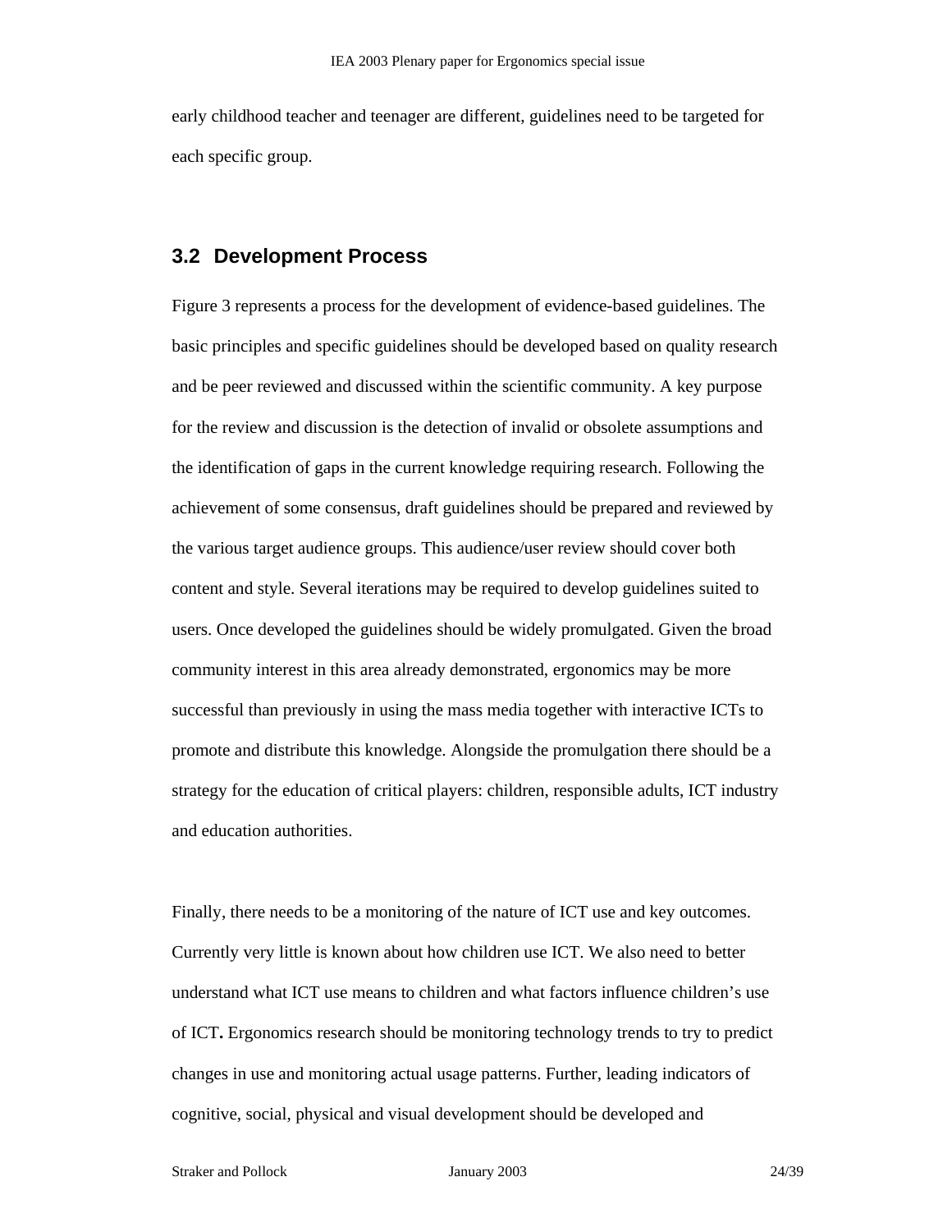early childhood teacher and teenager are different, guidelines need to be targeted for each specific group.

## 3.2 Development Process

Figure 3 represents a process for the development of evidence-based guidelines. The basic principles and specific guidelines should be developed based on quality research and be peer reviewed and discussed within the scientific community. A key purpose for the review and discussion is the detection of invalid or obsolete assumptions and the identification of gaps in the current knowledge requiring research. Following the achievement of some consensus, draft guidelines should be prepared and reviewed by the various target audience groups. This audience/user review should cover both content and style. Several iterations may be required to develop guidelines suited to users. Once developed the guidelines should be widely promulgated. Given the broad community interest in this area already demonstrated, ergonomics may be more successful than previously in using the mass media together with interactive ICTs to promote and distribute this knowledge. Alongside the promulgation there should be a strategy for the education of critical players: children, responsible adults, ICT industry and education authorities.

Finally, there needs to be a monitoring of the nature of ICT use and key outcomes. Currently very little is known about how children use ICT. We also need to better understand what ICT use means to children and what factors influence children's use of ICT**.** Ergonomics research should be monitoring technology trends to try to predict changes in use and monitoring actual usage patterns. Further, leading indicators of cognitive, social, physical and visual development should be developed and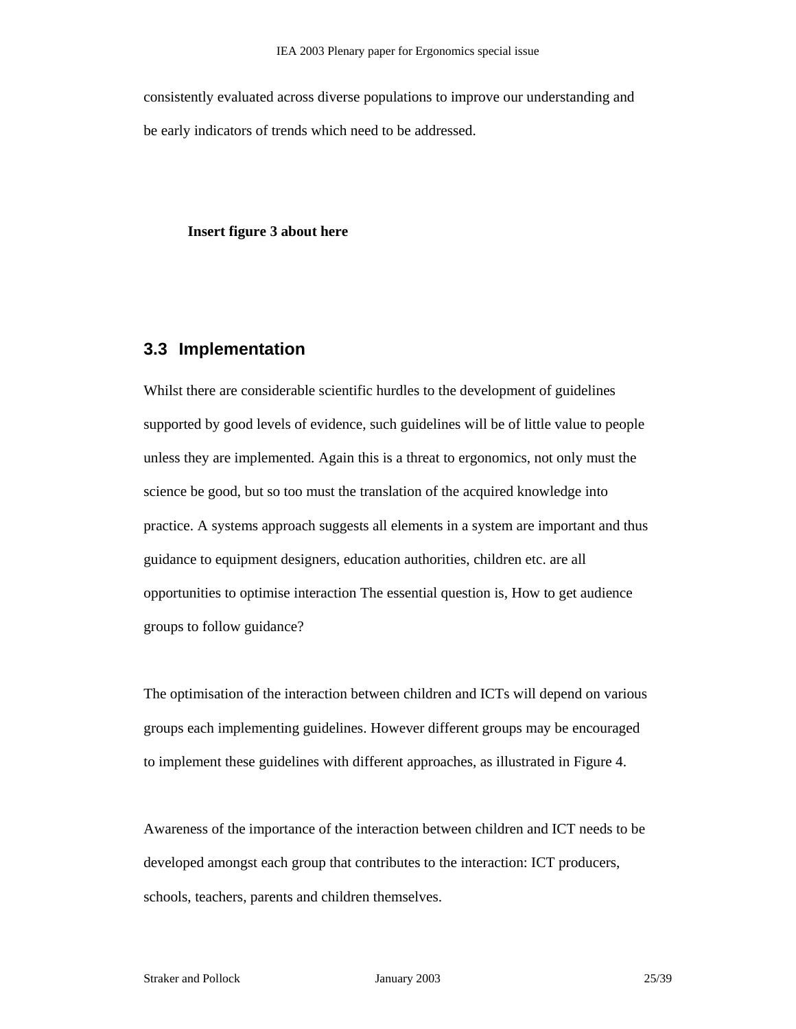consistently evaluated across diverse populations to improve our understanding and be early indicators of trends which need to be addressed.

**Insert figure 3 about here**

## 3.3 Implementation

Whilst there are considerable scientific hurdles to the development of guidelines supported by good levels of evidence, such guidelines will be of little value to people unless they are implemented. Again this is a threat to ergonomics, not only must the science be good, but so too must the translation of the acquired knowledge into practice. A systems approach suggests all elements in a system are important and thus guidance to equipment designers, education authorities, children etc. are all opportunities to optimise interaction The essential question is, How to get audience groups to follow guidance?

The optimisation of the interaction between children and ICTs will depend on various groups each implementing guidelines. However different groups may be encouraged to implement these guidelines with different approaches, as illustrated in Figure 4.

Awareness of the importance of the interaction between children and ICT needs to be developed amongst each group that contributes to the interaction: ICT producers, schools, teachers, parents and children themselves.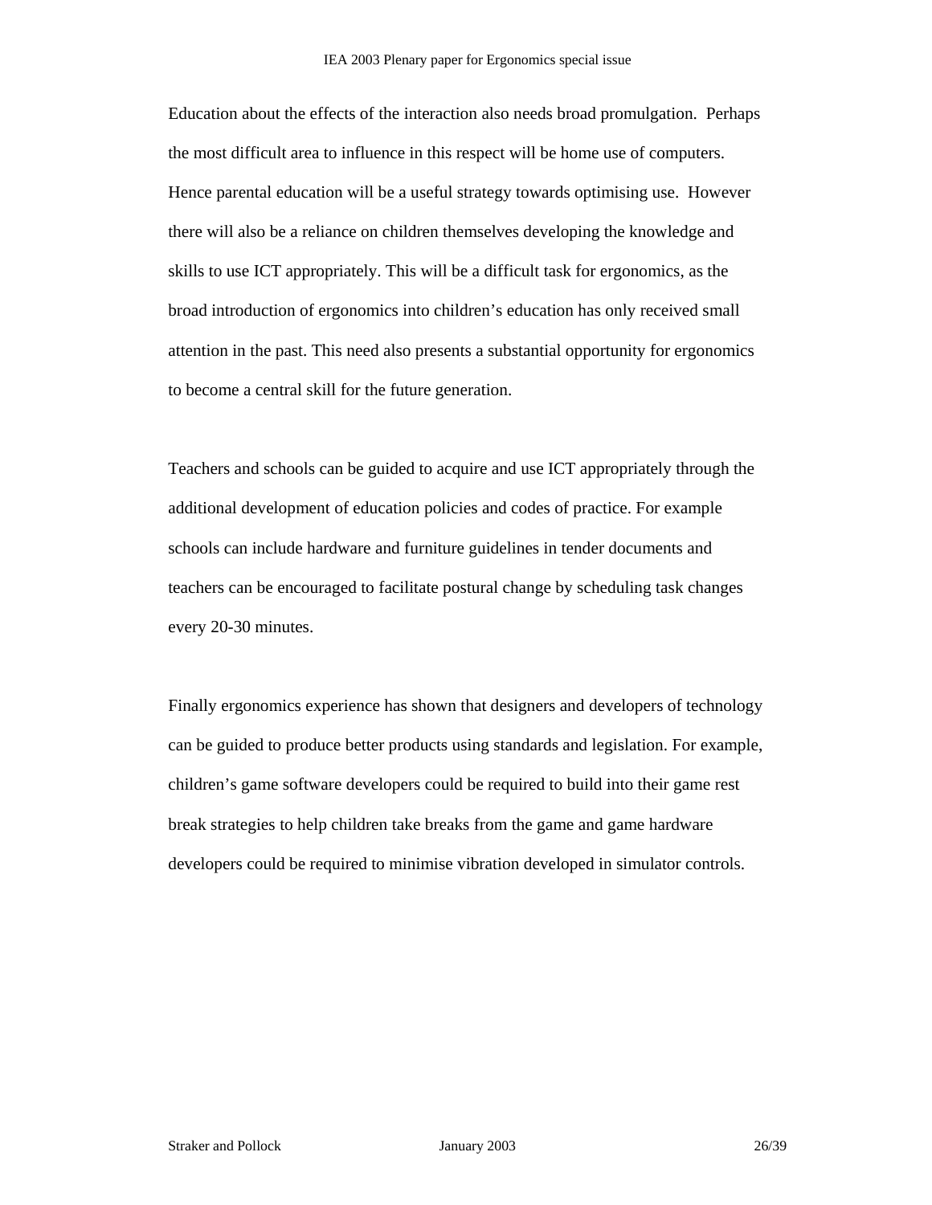Education about the effects of the interaction also needs broad promulgation. Perhaps the most difficult area to influence in this respect will be home use of computers. Hence parental education will be a useful strategy towards optimising use. However there will also be a reliance on children themselves developing the knowledge and skills to use ICT appropriately. This will be a difficult task for ergonomics, as the broad introduction of ergonomics into children's education has only received small attention in the past. This need also presents a substantial opportunity for ergonomics to become a central skill for the future generation.

Teachers and schools can be guided to acquire and use ICT appropriately through the additional development of education policies and codes of practice. For example schools can include hardware and furniture guidelines in tender documents and teachers can be encouraged to facilitate postural change by scheduling task changes every 20-30 minutes.

Finally ergonomics experience has shown that designers and developers of technology can be guided to produce better products using standards and legislation. For example, children's game software developers could be required to build into their game rest break strategies to help children take breaks from the game and game hardware developers could be required to minimise vibration developed in simulator controls.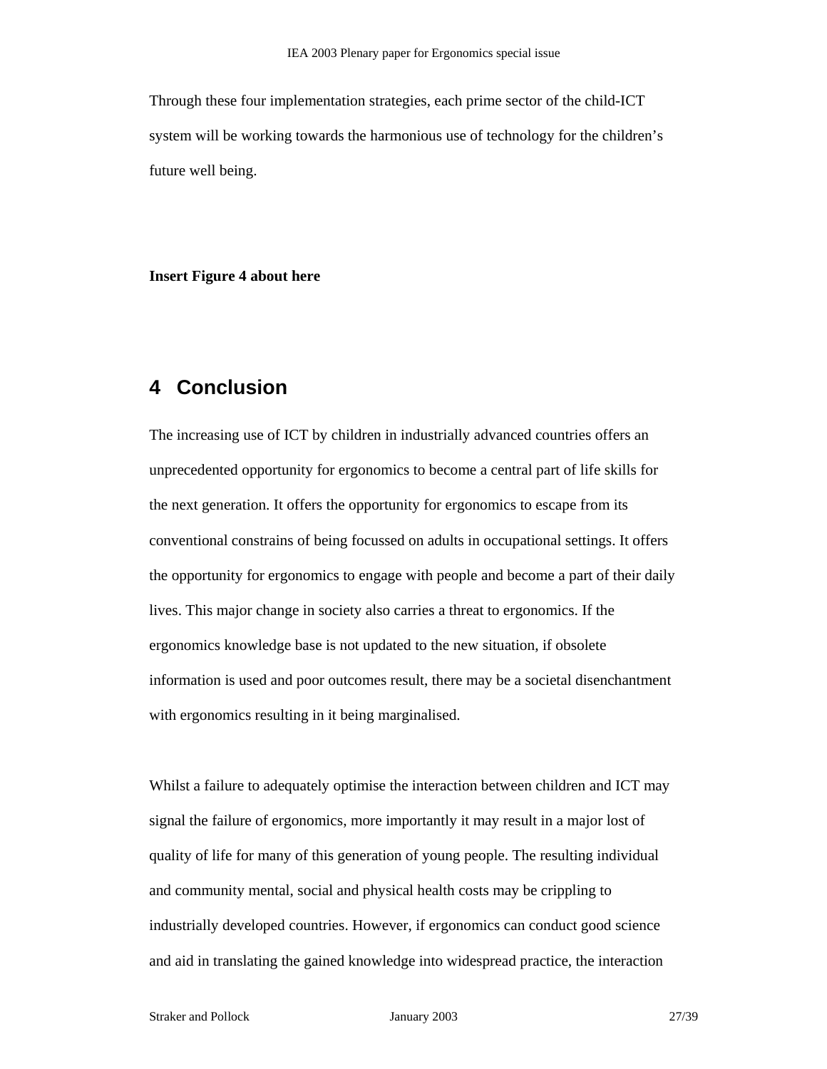Through these four implementation strategies, each prime sector of the child-ICT system will be working towards the harmonious use of technology for the children's future well being.

**Insert Figure 4 about here**

## 4 Conclusion

The increasing use of ICT by children in industrially advanced countries offers an unprecedented opportunity for ergonomics to become a central part of life skills for the next generation. It offers the opportunity for ergonomics to escape from its conventional constrains of being focussed on adults in occupational settings. It offers the opportunity for ergonomics to engage with people and become a part of their daily lives. This major change in society also carries a threat to ergonomics. If the ergonomics knowledge base is not updated to the new situation, if obsolete information is used and poor outcomes result, there may be a societal disenchantment with ergonomics resulting in it being marginalised.

Whilst a failure to adequately optimise the interaction between children and ICT may signal the failure of ergonomics, more importantly it may result in a major lost of quality of life for many of this generation of young people. The resulting individual and community mental, social and physical health costs may be crippling to industrially developed countries. However, if ergonomics can conduct good science and aid in translating the gained knowledge into widespread practice, the interaction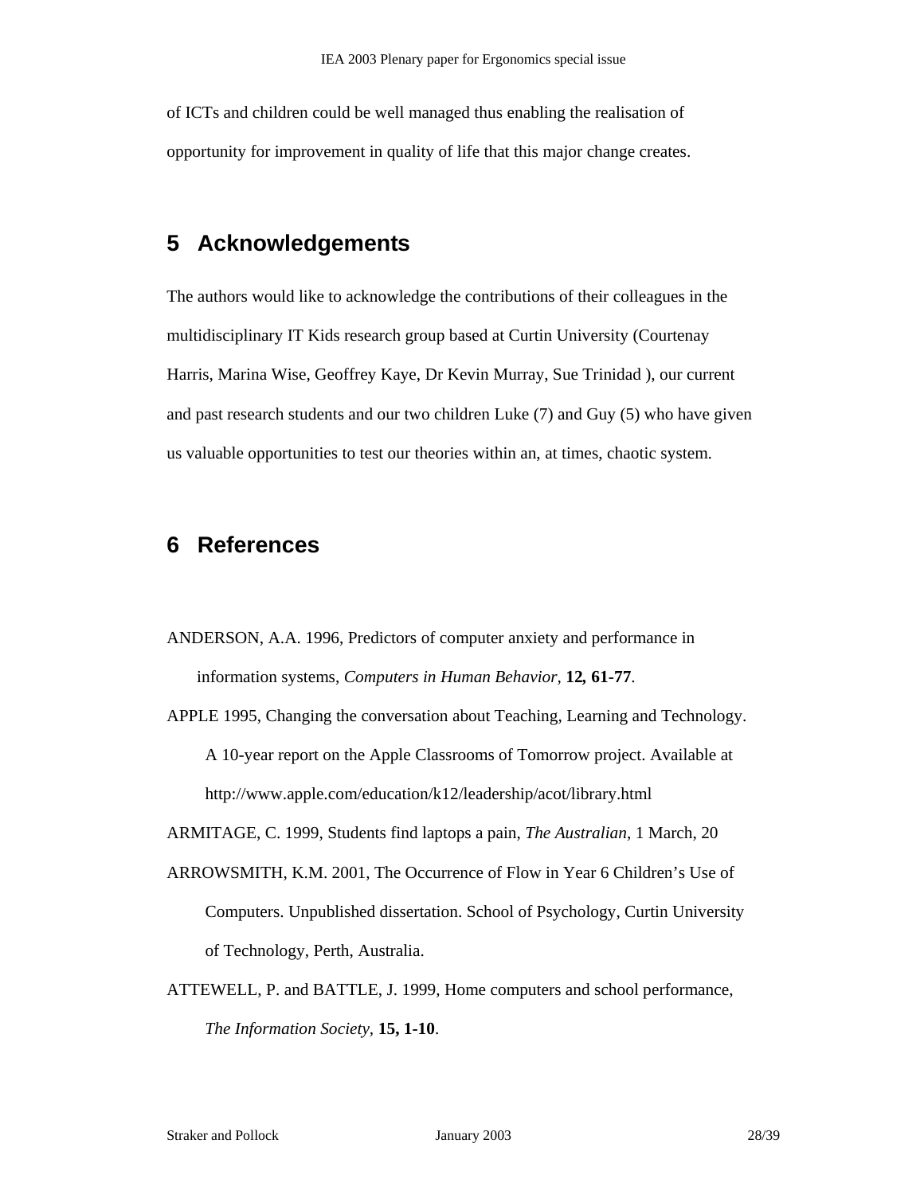of ICTs and children could be well managed thus enabling the realisation of opportunity for improvement in quality of life that this major change creates.

## 5 Acknowledgements

The authors would like to acknowledge the contributions of their colleagues in the multidisciplinary IT Kids research group based at Curtin University (Courtenay Harris, Marina Wise, Geoffrey Kaye, Dr Kevin Murray, Sue Trinidad ), our current and past research students and our two children Luke (7) and Guy (5) who have given us valuable opportunities to test our theories within an, at times, chaotic system.

## 6 References

ANDERSON, A.A. 1996, Predictors of computer anxiety and performance in information systems, *Computers in Human Behavior*, **12, 61-77**.

APPLE 1995, Changing the conversation about Teaching, Learning and Technology. A 10-year report on the Apple Classrooms of Tomorrow project. Available at http://www.apple.com/education/k12/leadership/acot/library.html

ARMITAGE, C. 1999, Students find laptops a pain, *The Australian*, 1 March, 20

ARROWSMITH, K.M. 2001, The Occurrence of Flow in Year 6 Children's Use of Computers. Unpublished dissertation. School of Psychology, Curtin University of Technology, Perth, Australia.

ATTEWELL, P. and BATTLE, J. 1999, Home computers and school performance, *The Information Society*, **15, 1-10**.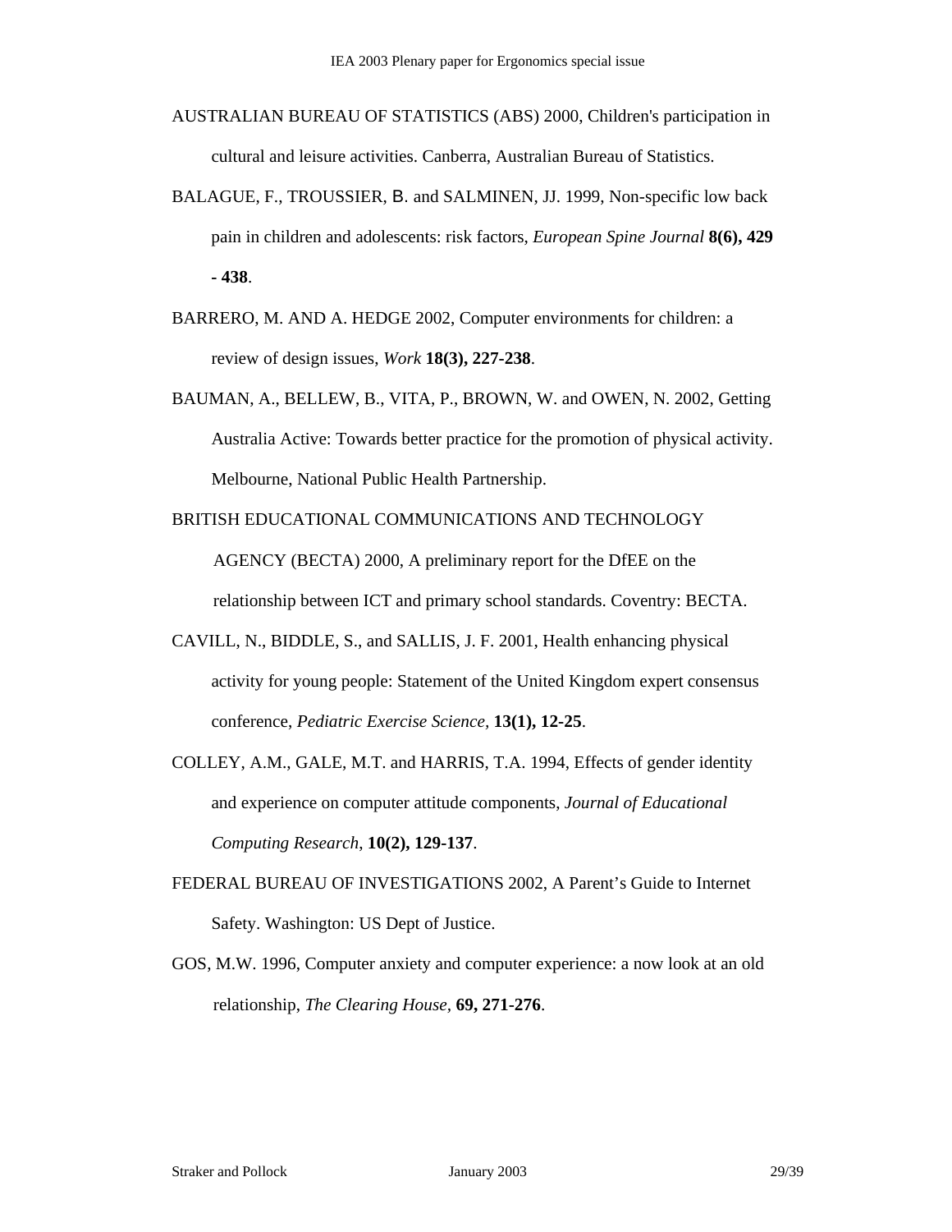AUSTRALIAN BUREAU OF STATISTICS (ABS) 2000, Children's participation in cultural and leisure activities. Canberra, Australian Bureau of Statistics.

BALAGUE, F., TROUSSIER, B. and SALMINEN, JJ. 1999, Non-specific low back pain in children and adolescents: risk factors, *European Spine Journal* **8(6), 429 - 438**.

BARRERO, M. AND A. HEDGE 2002, Computer environments for children: a review of design issues, *Work* **18(3), 227-238**.

BAUMAN, A., BELLEW, B., VITA, P., BROWN, W. and OWEN, N. 2002, Getting Australia Active: Towards better practice for the promotion of physical activity. Melbourne, National Public Health Partnership.

BRITISH EDUCATIONAL COMMUNICATIONS AND TECHNOLOGY AGENCY (BECTA) 2000, A preliminary report for the DfEE on the relationship between ICT and primary school standards. Coventry: BECTA.

CAVILL, N., BIDDLE, S., and SALLIS, J. F. 2001, Health enhancing physical activity for young people: Statement of the United Kingdom expert consensus conference, *Pediatric Exercise Science,* **13(1), 12-25**.

COLLEY, A.M., GALE, M.T. and HARRIS, T.A. 1994, Effects of gender identity and experience on computer attitude components, *Journal of Educational Computing Research*, **10(2), 129-137**.

FEDERAL BUREAU OF INVESTIGATIONS 2002, A Parent's Guide to Internet Safety. Washington: US Dept of Justice.

GOS, M.W. 1996, Computer anxiety and computer experience: a now look at an old relationship, *The Clearing House,* **69, 271-276**.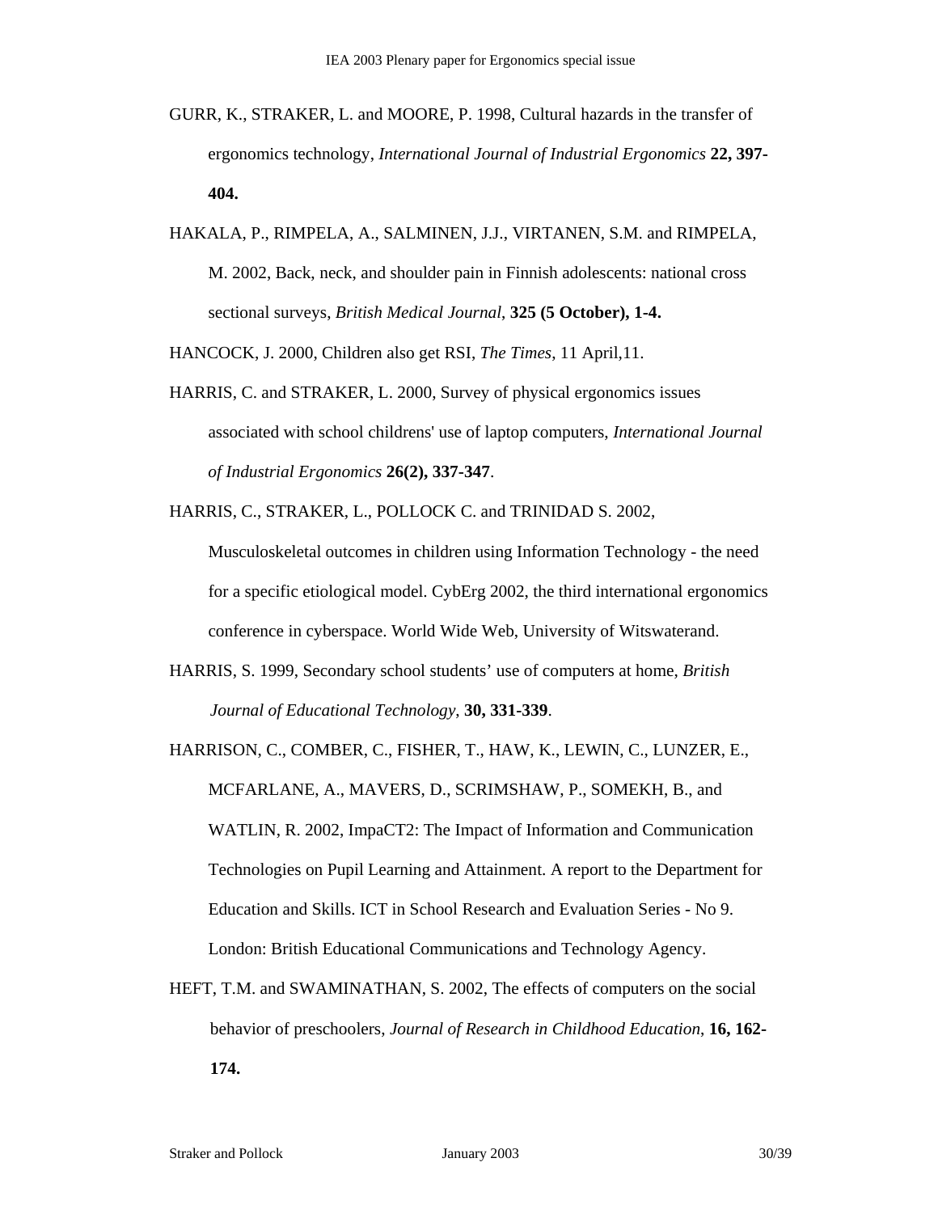GURR, K., STRAKER, L. and MOORE, P. 1998, Cultural hazards in the transfer of ergonomics technology, *International Journal of Industrial Ergonomics* **22, 397-404.**

HAKALA, P., RIMPELA, A., SALMINEN, J.J., VIRTANEN, S.M. and RIMPELA, M. 2002, Back, neck, and shoulder pain in Finnish adolescents: national cross sectional surveys, *British Medical Journal*, **325 (5 October), 1-4.**

HANCOCK, J. 2000, Children also get RSI, *The Times*, 11 April,11.

HARRIS, C. and STRAKER, L. 2000, Survey of physical ergonomics issues associated with school childrens' use of laptop computers, *International Journal of Industrial Ergonomics* **26(2), 337-347**.

HARRIS, C., STRAKER, L., POLLOCK C. and TRINIDAD S. 2002, Musculoskeletal outcomes in children using Information Technology - the need for a specific etiological model. CybErg 2002, the third international ergonomics conference in cyberspace. World Wide Web, University of Witswaterand.

HARRIS, S. 1999, Secondary school students' use of computers at home, *British Journal of Educational Technology*, **30, 331-339**.

HARRISON, C., COMBER, C., FISHER, T., HAW, K., LEWIN, C., LUNZER, E., MCFARLANE, A., MAVERS, D., SCRIMSHAW, P., SOMEKH, B., and WATLIN, R. 2002, ImpaCT2: The Impact of Information and Communication Technologies on Pupil Learning and Attainment. A report to the Department for Education and Skills. ICT in School Research and Evaluation Series - No 9. London: British Educational Communications and Technology Agency.

HEFT, T.M. and SWAMINATHAN, S. 2002, The effects of computers on the social behavior of preschoolers, *Journal of Research in Childhood Education*, **16, 162-174.**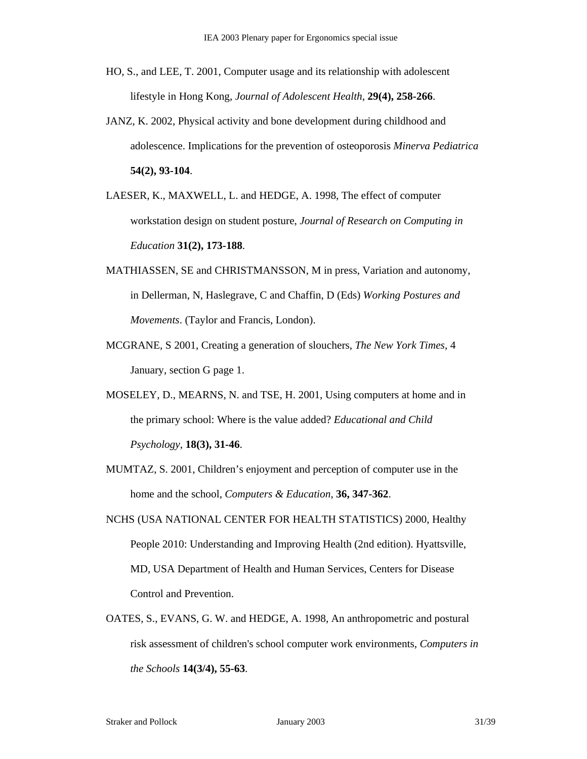HO, S., and LEE, T. 2001, Computer usage and its relationship with adolescent lifestyle in Hong Kong, *Journal of Adolescent Health*, **29(4), 258-266**.

JANZ, K. 2002, Physical activity and bone development during childhood and adolescence. Implications for the prevention of osteoporosis *Minerva Pediatrica* **54(2), 93-104**.

LAESER, K., MAXWELL, L. and HEDGE, A. 1998, The effect of computer workstation design on student posture, *Journal of Research on Computing in Education* **31(2), 173-188**.

MATHIASSEN, SE and CHRISTMANSSON, M in press, Variation and autonomy, in Dellerman, N, Haslegrave, C and Chaffin, D (Eds) *Working Postures and Movements*. (Taylor and Francis, London).

MCGRANE, S 2001, Creating a generation of slouchers, *The New York Times*, 4 January, section G page 1.

MOSELEY, D., MEARNS, N. and TSE, H. 2001, Using computers at home and in the primary school: Where is the value added? *Educational and Child Psychology*, **18(3), 31-46**.

MUMTAZ, S. 2001, Children's enjoyment and perception of computer use in the home and the school, *Computers & Education*, **36, 347-362**.

NCHS (USA NATIONAL CENTER FOR HEALTH STATISTICS) 2000, Healthy People 2010: Understanding and Improving Health (2nd edition). Hyattsville, MD, USA Department of Health and Human Services, Centers for Disease Control and Prevention.

OATES, S., EVANS, G. W. and HEDGE, A. 1998, An anthropometric and postural risk assessment of children's school computer work environments, *Computers in the Schools* **14(3/4), 55-63**.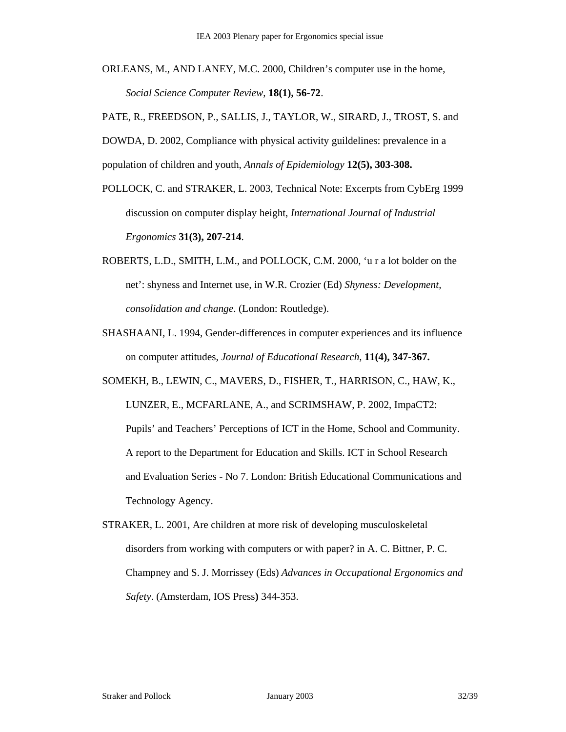ORLEANS, M., AND LANEY, M.C. 2000, Children's computer use in the home, *Social Science Computer Review*, **18(1), 56-72**.

PATE, R., FREEDSON, P., SALLIS, J., TAYLOR, W., SIRARD, J., TROST, S. and DOWDA, D. 2002, Compliance with physical activity guildelines: prevalence in a population of children and youth, *Annals of Epidemiology* **12(5), 303-308.**

POLLOCK, C. and STRAKER, L. 2003, Technical Note: Excerpts from CybErg 1999 discussion on computer display height, *International Journal of Industrial Ergonomics* **31(3), 207-214**.

ROBERTS, L.D., SMITH, L.M., and POLLOCK, C.M. 2000, 'u r a lot bolder on the net': shyness and Internet use, in W.R. Crozier (Ed) *Shyness: Development, consolidation and change*. (London: Routledge).

SHASHAANI, L. 1994, Gender-differences in computer experiences and its influence on computer attitudes, *Journal of Educational Research*, **11(4), 347-367.**

SOMEKH, B., LEWIN, C., MAVERS, D., FISHER, T., HARRISON, C., HAW, K., LUNZER, E., MCFARLANE, A., and SCRIMSHAW, P. 2002, ImpaCT2: Pupils' and Teachers' Perceptions of ICT in the Home, School and Community. A report to the Department for Education and Skills. ICT in School Research and Evaluation Series - No 7. London: British Educational Communications and Technology Agency.

STRAKER, L. 2001, Are children at more risk of developing musculoskeletal disorders from working with computers or with paper? in A. C. Bittner, P. C. Champney and S. J. Morrissey (Eds) *Advances in Occupational Ergonomics and Safety*. (Amsterdam, IOS Press**)** 344-353.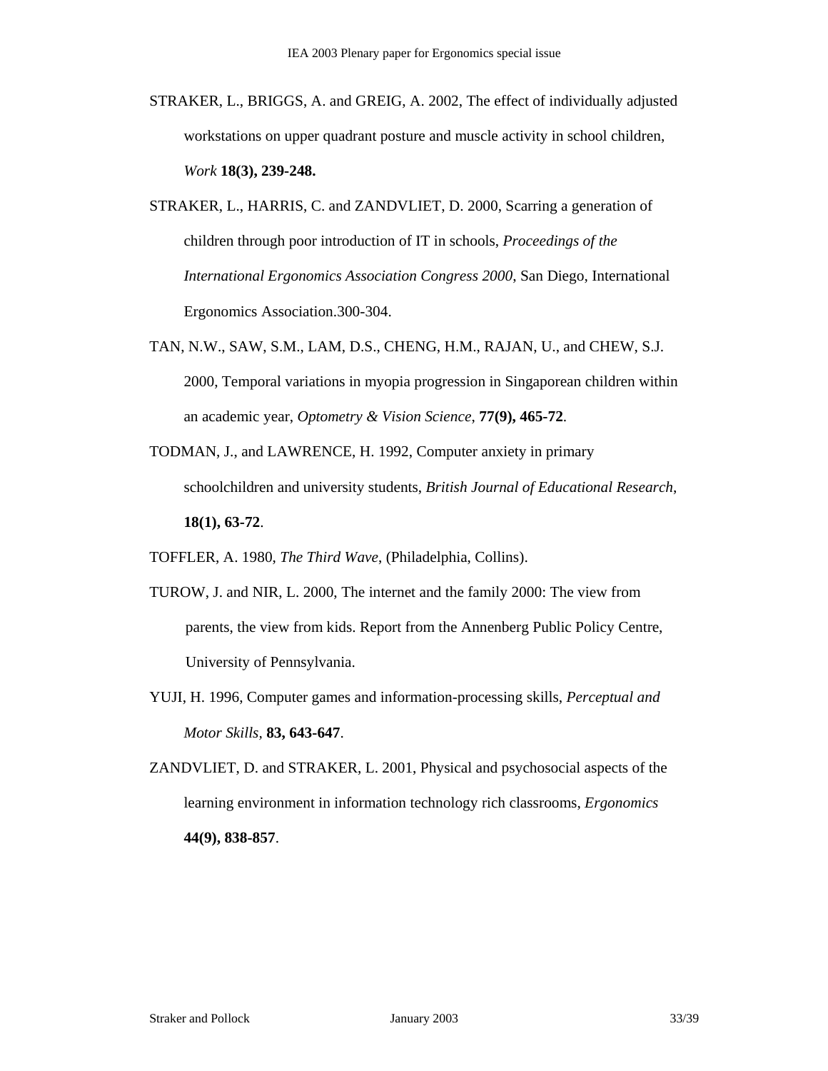STRAKER, L., BRIGGS, A. and GREIG, A. 2002, The effect of individually adjusted workstations on upper quadrant posture and muscle activity in school children, *Work* **18(3), 239-248.**

STRAKER, L., HARRIS, C. and ZANDVLIET, D. 2000, Scarring a generation of children through poor introduction of IT in schools, *Proceedings of the International Ergonomics Association Congress 2000*, San Diego, International Ergonomics Association.300-304.

TAN, N.W., SAW, S.M., LAM, D.S., CHENG, H.M., RAJAN, U., and CHEW, S.J. 2000, Temporal variations in myopia progression in Singaporean children within an academic year, *Optometry & Vision Science*, **77(9), 465-72**.

TODMAN, J., and LAWRENCE, H. 1992, Computer anxiety in primary schoolchildren and university students, *British Journal of Educational Research*, **18(1), 63-72**.

TOFFLER, A. 1980, *The Third Wave*, (Philadelphia, Collins).

TUROW, J. and NIR, L. 2000, The internet and the family 2000: The view from parents, the view from kids. Report from the Annenberg Public Policy Centre, University of Pennsylvania.

YUJI, H. 1996, Computer games and information-processing skills, *Perceptual and Motor Skills*, **83, 643-647**.

ZANDVLIET, D. and STRAKER, L. 2001, Physical and psychosocial aspects of the learning environment in information technology rich classrooms, *Ergonomics* **44(9), 838-857**.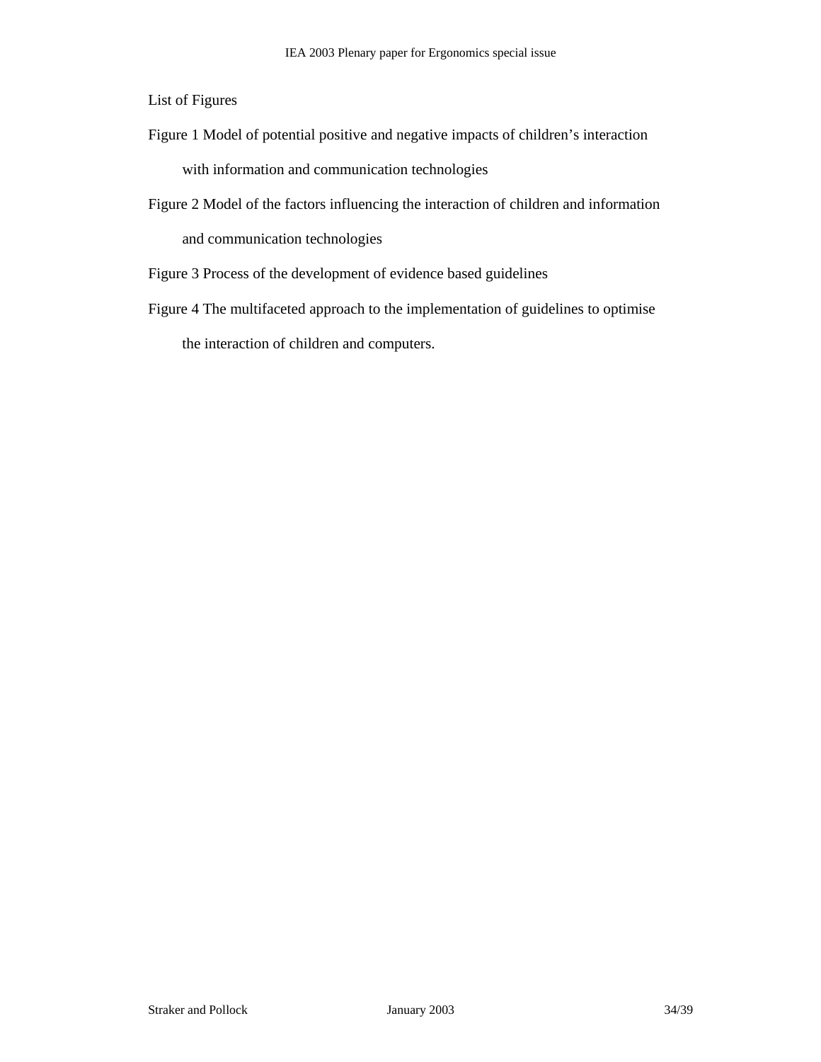List of Figures

Figure 1 Model of potential positive and negative impacts of children's interaction with information and communication technologies

Figure 2 Model of the factors influencing the interaction of children and information and communication technologies

Figure 3 Process of the development of evidence based guidelines

Figure 4 The multifaceted approach to the implementation of guidelines to optimise the interaction of children and computers.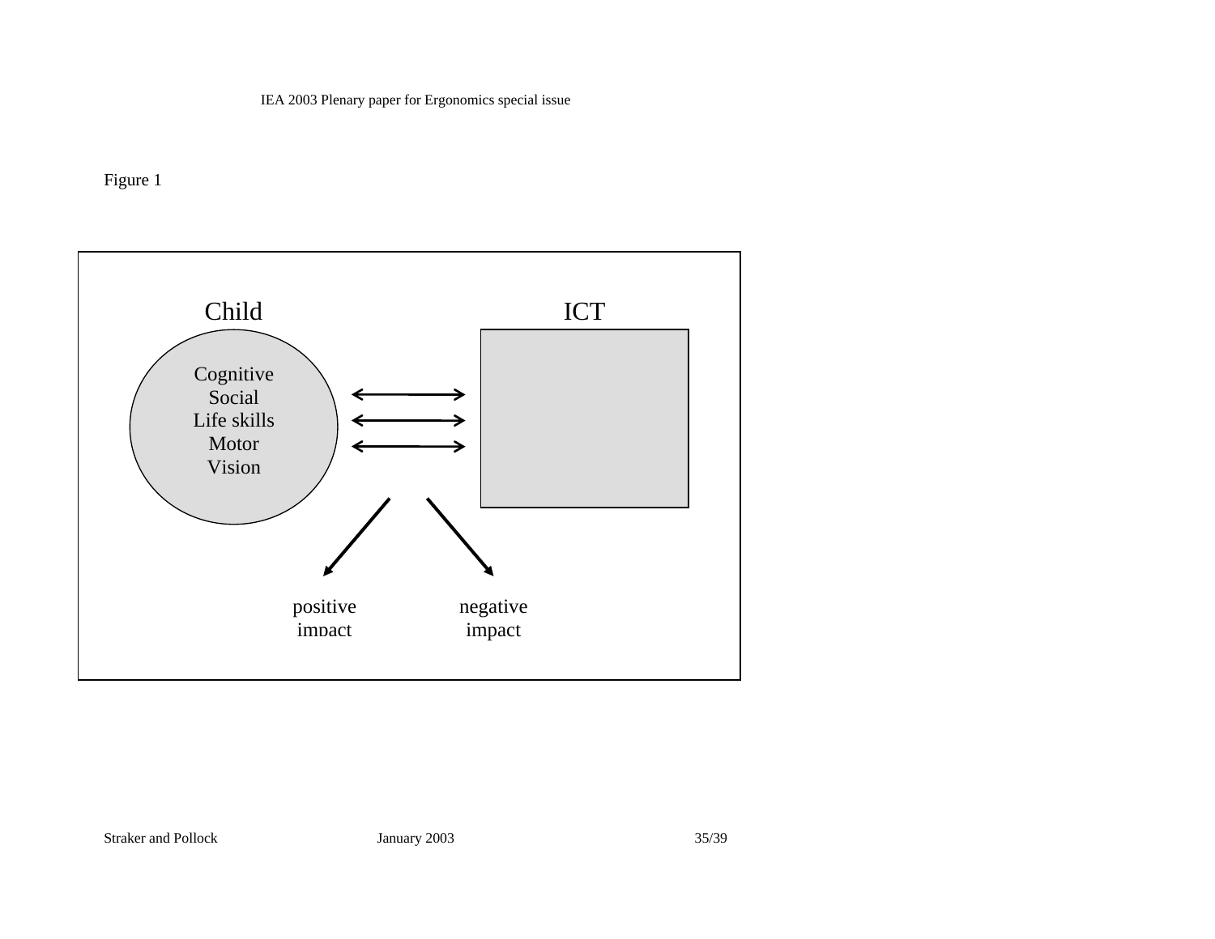Figure 1

Child

ICT

Cognitive
Social
Life skills
Motor
Vision

positive
impact

negative
impact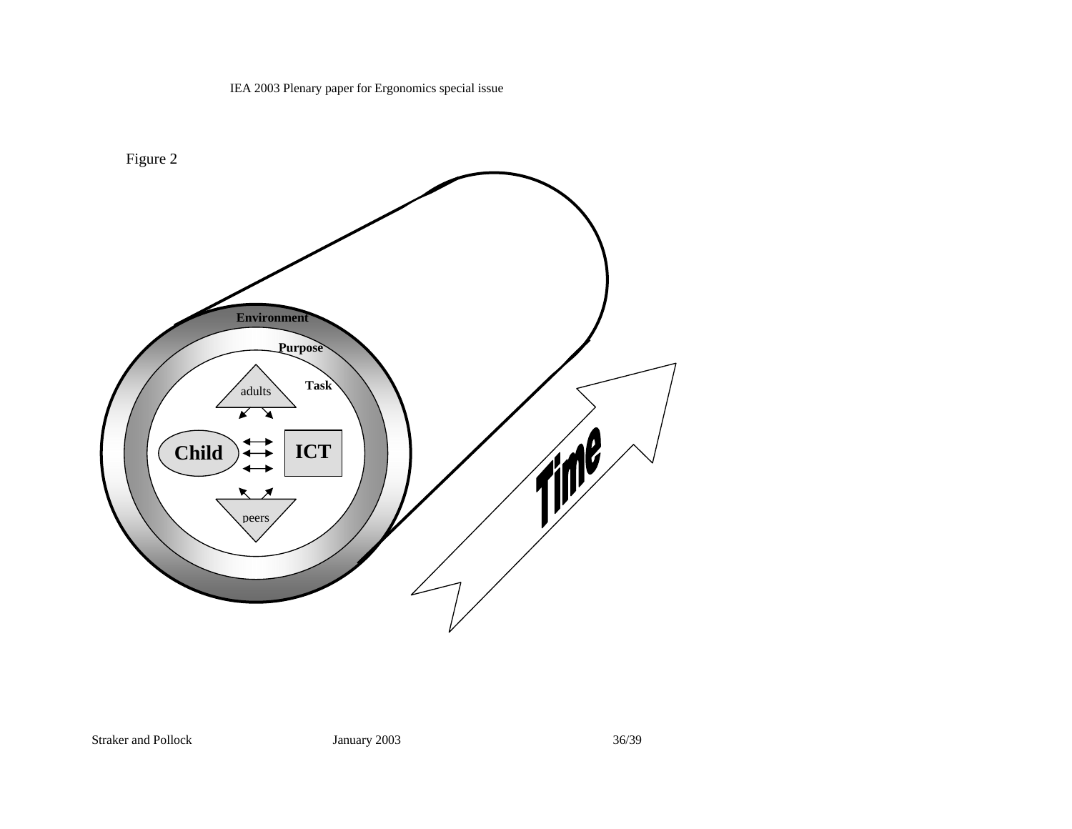Figure 2

Environment

Purpose

Task

adults

Child

ICT

peers

Time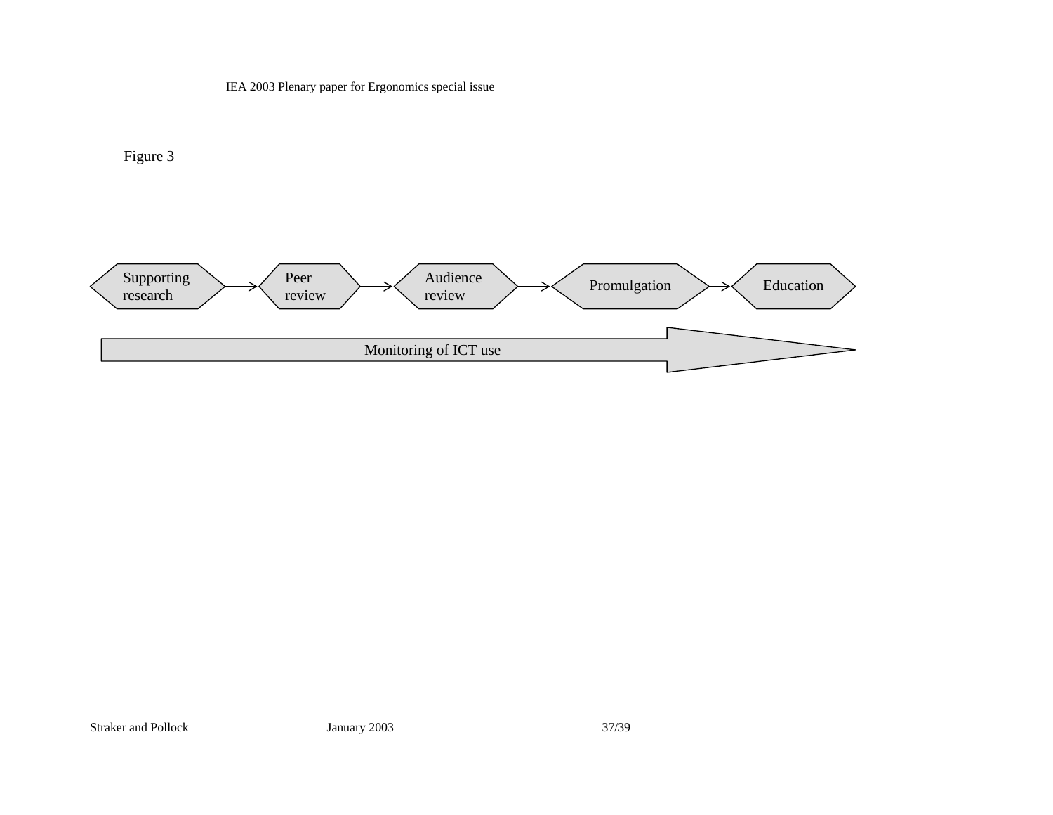Figure 3

Supporting research

Peer review

Audience review

Promulgation

Education

Monitoring of ICT use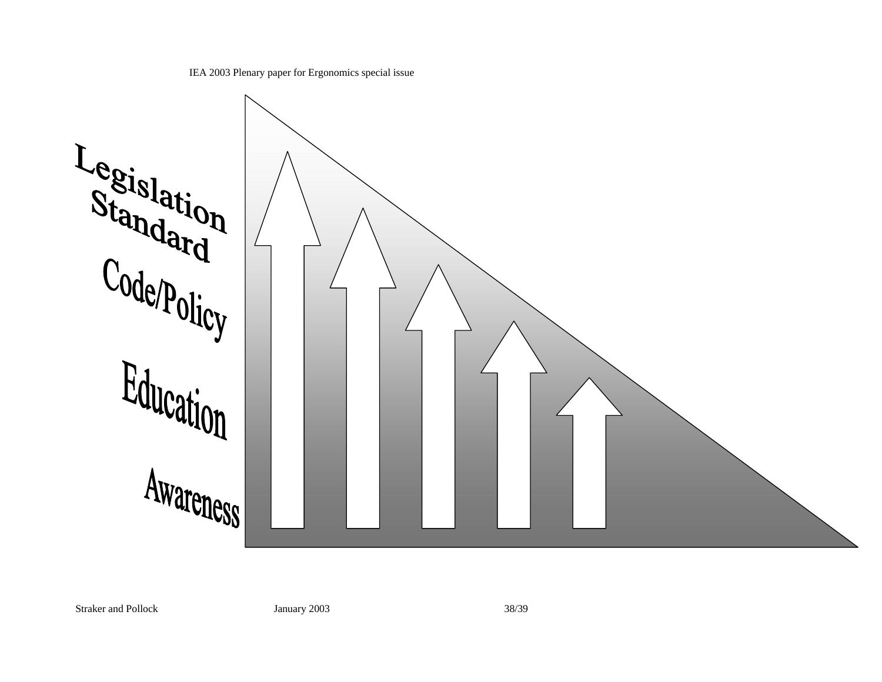Legislation
Standard
Code/Policy
Education
Awareness